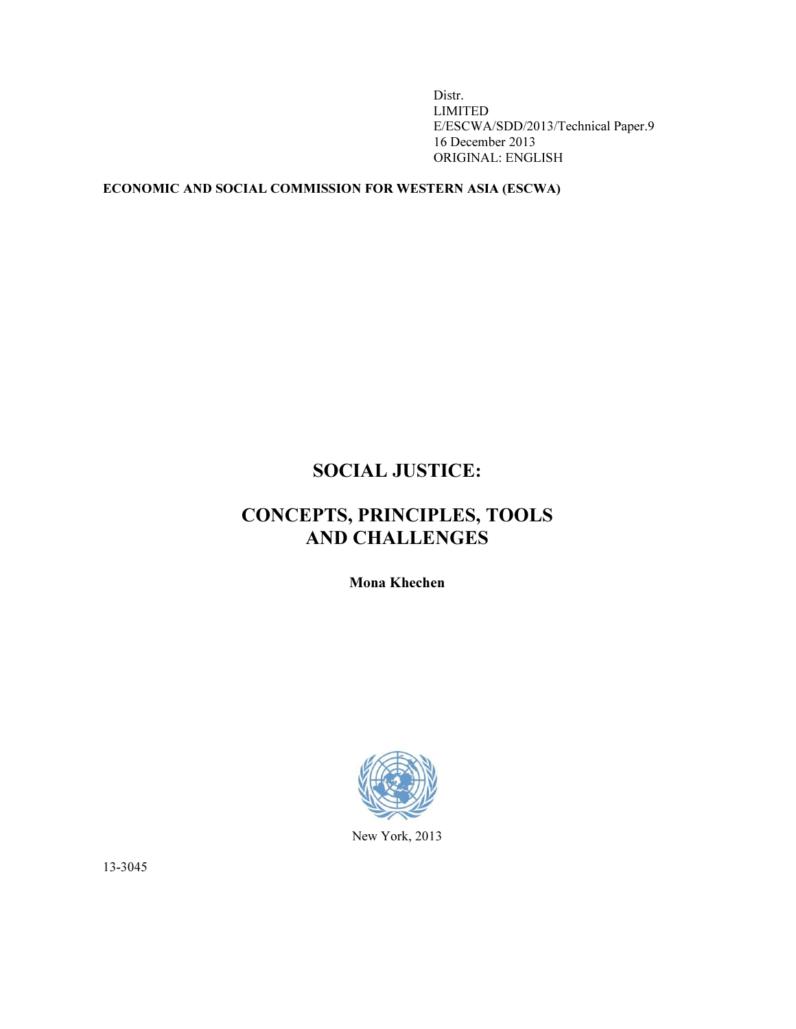Distr.
LIMITED
E/ESCWA/SDD/2013/Technical Paper.9
16 December 2013
ORIGINAL: ENGLISH

**ECONOMIC AND SOCIAL COMMISSION FOR WESTERN ASIA (ESCWA)**

# SOCIAL JUSTICE:

# CONCEPTS, PRINCIPLES, TOOLS AND CHALLENGES

**Mona Khechen**

New York, 2013

13-3045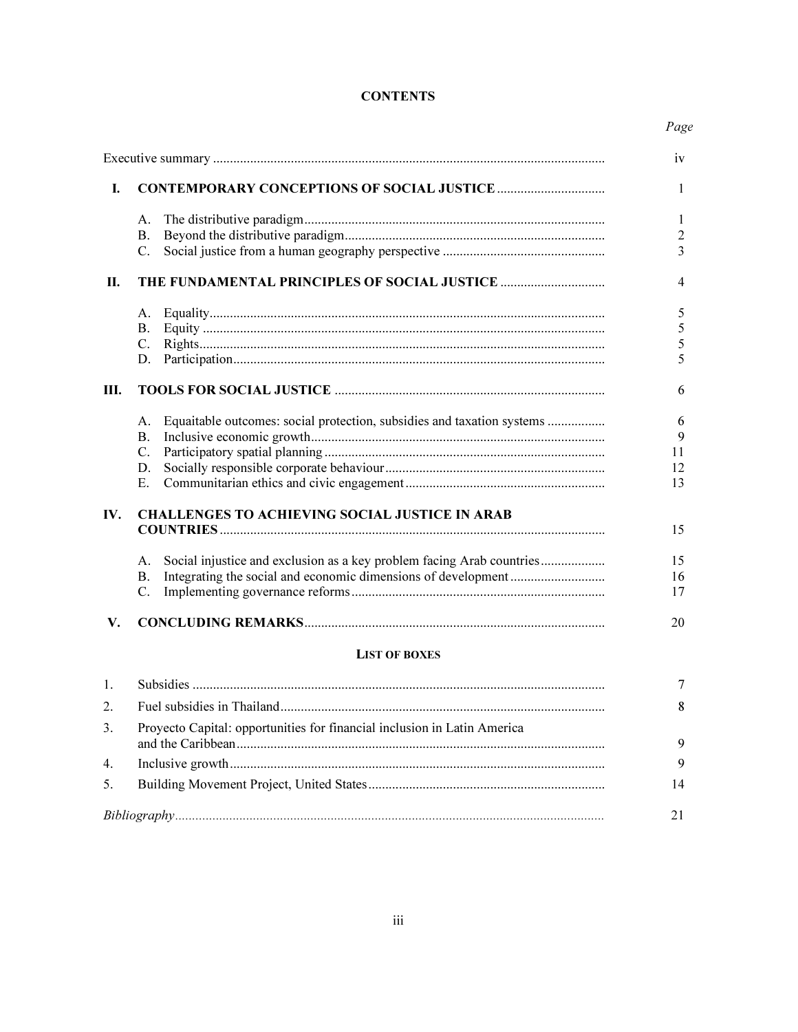# CONTENTS

| | | Page |
|---|---|---|
| Executive summary | | iv |
| **I.** | **CONTEMPORARY CONCEPTIONS OF SOCIAL JUSTICE** | 1 |
| | A. The distributive paradigm | 1 |
| | B. Beyond the distributive paradigm | 2 |
| | C. Social justice from a human geography perspective | 3 |
| **II.** | **THE FUNDAMENTAL PRINCIPLES OF SOCIAL JUSTICE** | 4 |
| | A. Equality | 5 |
| | B. Equity | 5 |
| | C. Rights | 5 |
| | D. Participation | 5 |
| **III.** | **TOOLS FOR SOCIAL JUSTICE** | 6 |
| | A. Equaitable outcomes: social protection, subsidies and taxation systems | 6 |
| | B. Inclusive economic growth | 9 |
| | C. Participatory spatial planning | 11 |
| | D. Socially responsible corporate behaviour | 12 |
| | E. Communitarian ethics and civic engagement | 13 |
| **IV.** | **CHALLENGES TO ACHIEVING SOCIAL JUSTICE IN ARAB COUNTRIES** | 15 |
| | A. Social injustice and exclusion as a key problem facing Arab countries | 15 |
| | B. Integrating the social and economic dimensions of development | 16 |
| | C. Implementing governance reforms | 17 |
| **V.** | **CONCLUDING REMARKS** | 20 |

## LIST OF BOXES

| | | |
|---|---|---|
| 1. | Subsidies | 7 |
| 2. | Fuel subsidies in Thailand | 8 |
| 3. | Proyecto Capital: opportunities for financial inclusion in Latin America and the Caribbean | 9 |
| 4. | Inclusive growth | 9 |
| 5. | Building Movement Project, United States | 14 |
| *Bibliography* | | 21 |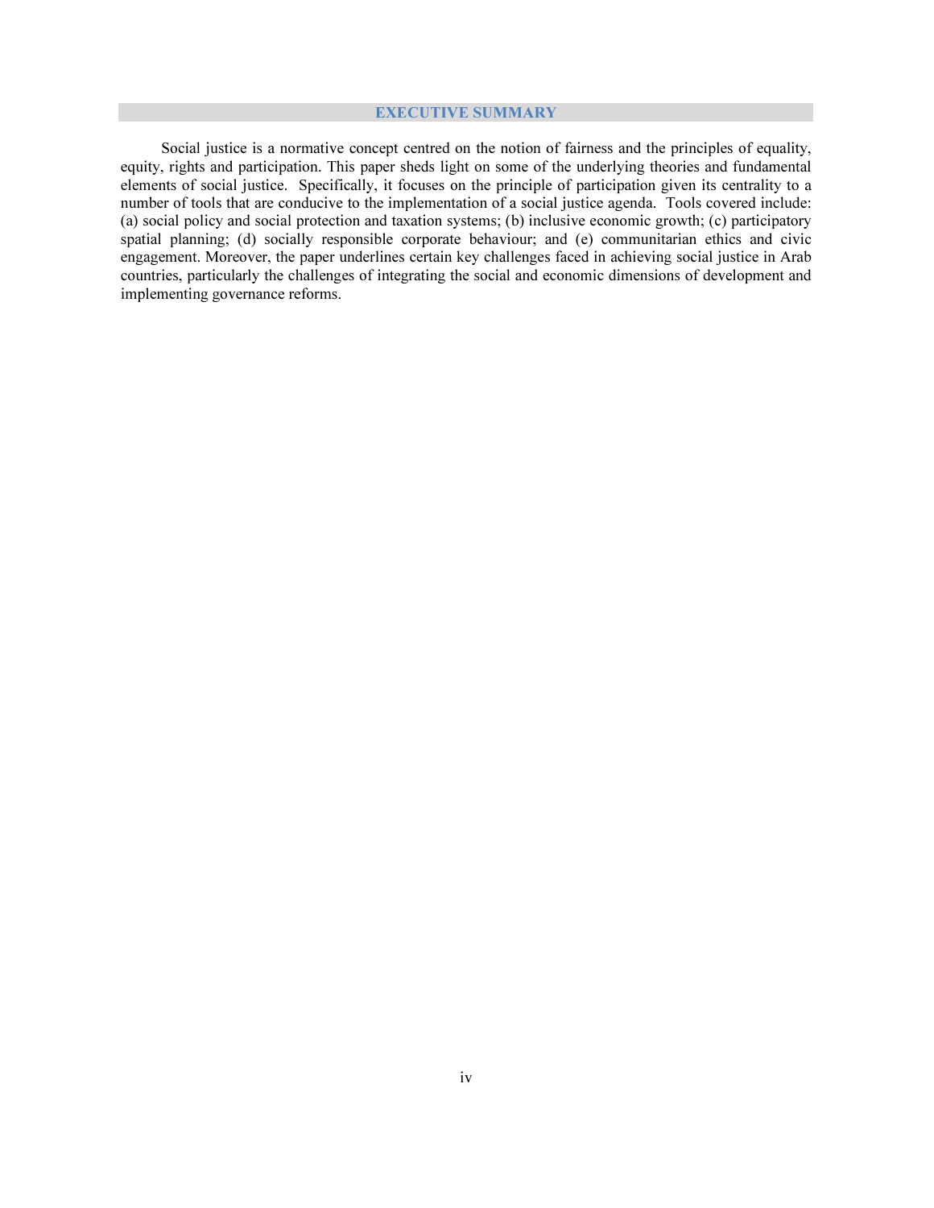## EXECUTIVE SUMMARY

Social justice is a normative concept centred on the notion of fairness and the principles of equality, equity, rights and participation. This paper sheds light on some of the underlying theories and fundamental elements of social justice. Specifically, it focuses on the principle of participation given its centrality to a number of tools that are conducive to the implementation of a social justice agenda. Tools covered include: (a) social policy and social protection and taxation systems; (b) inclusive economic growth; (c) participatory spatial planning; (d) socially responsible corporate behaviour; and (e) communitarian ethics and civic engagement. Moreover, the paper underlines certain key challenges faced in achieving social justice in Arab countries, particularly the challenges of integrating the social and economic dimensions of development and implementing governance reforms.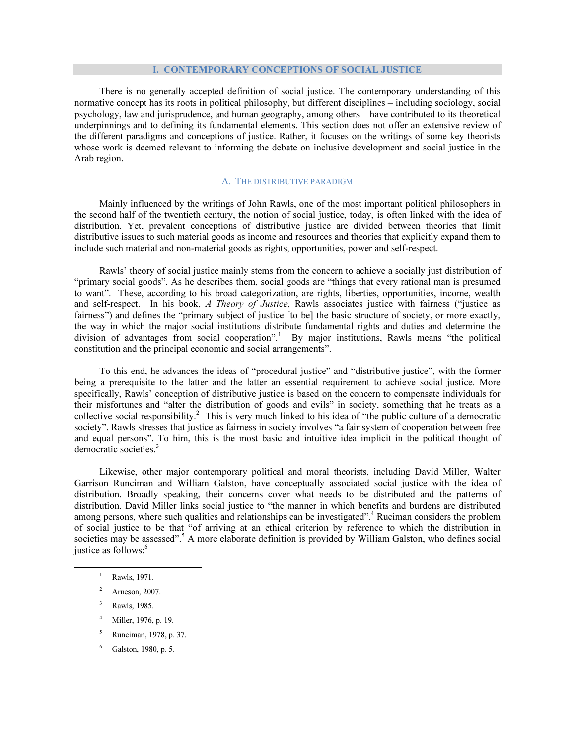## I. CONTEMPORARY CONCEPTIONS OF SOCIAL JUSTICE

There is no generally accepted definition of social justice. The contemporary understanding of this normative concept has its roots in political philosophy, but different disciplines – including sociology, social psychology, law and jurisprudence, and human geography, among others – have contributed to its theoretical underpinnings and to defining its fundamental elements. This section does not offer an extensive review of the different paradigms and conceptions of justice. Rather, it focuses on the writings of some key theorists whose work is deemed relevant to informing the debate on inclusive development and social justice in the Arab region.

### A. THE DISTRIBUTIVE PARADIGM

Mainly influenced by the writings of John Rawls, one of the most important political philosophers in the second half of the twentieth century, the notion of social justice, today, is often linked with the idea of distribution. Yet, prevalent conceptions of distributive justice are divided between theories that limit distributive issues to such material goods as income and resources and theories that explicitly expand them to include such material and non-material goods as rights, opportunities, power and self-respect.

Rawls' theory of social justice mainly stems from the concern to achieve a socially just distribution of "primary social goods". As he describes them, social goods are "things that every rational man is presumed to want". These, according to his broad categorization, are rights, liberties, opportunities, income, wealth and self-respect. In his book, *A Theory of Justice*, Rawls associates justice with fairness ("justice as fairness") and defines the "primary subject of justice [to be] the basic structure of society, or more exactly, the way in which the major social institutions distribute fundamental rights and duties and determine the division of advantages from social cooperation".[1] By major institutions, Rawls means "the political constitution and the principal economic and social arrangements".

To this end, he advances the ideas of "procedural justice" and "distributive justice", with the former being a prerequisite to the latter and the latter an essential requirement to achieve social justice. More specifically, Rawls' conception of distributive justice is based on the concern to compensate individuals for their misfortunes and "alter the distribution of goods and evils" in society, something that he treats as a collective social responsibility.[2] This is very much linked to his idea of "the public culture of a democratic society". Rawls stresses that justice as fairness in society involves "a fair system of cooperation between free and equal persons". To him, this is the most basic and intuitive idea implicit in the political thought of democratic societies.[3]

Likewise, other major contemporary political and moral theorists, including David Miller, Walter Garrison Runciman and William Galston, have conceptually associated social justice with the idea of distribution. Broadly speaking, their concerns cover what needs to be distributed and the patterns of distribution. David Miller links social justice to "the manner in which benefits and burdens are distributed among persons, where such qualities and relationships can be investigated".[4] Ruciman considers the problem of social justice to be that "of arriving at an ethical criterion by reference to which the distribution in societies may be assessed".[5] A more elaborate definition is provided by William Galston, who defines social justice as follows:[6]

---

1 Rawls, 1971.

2 Arneson, 2007.

3 Rawls, 1985.

4 Miller, 1976, p. 19.

5 Runciman, 1978, p. 37.

6 Galston, 1980, p. 5.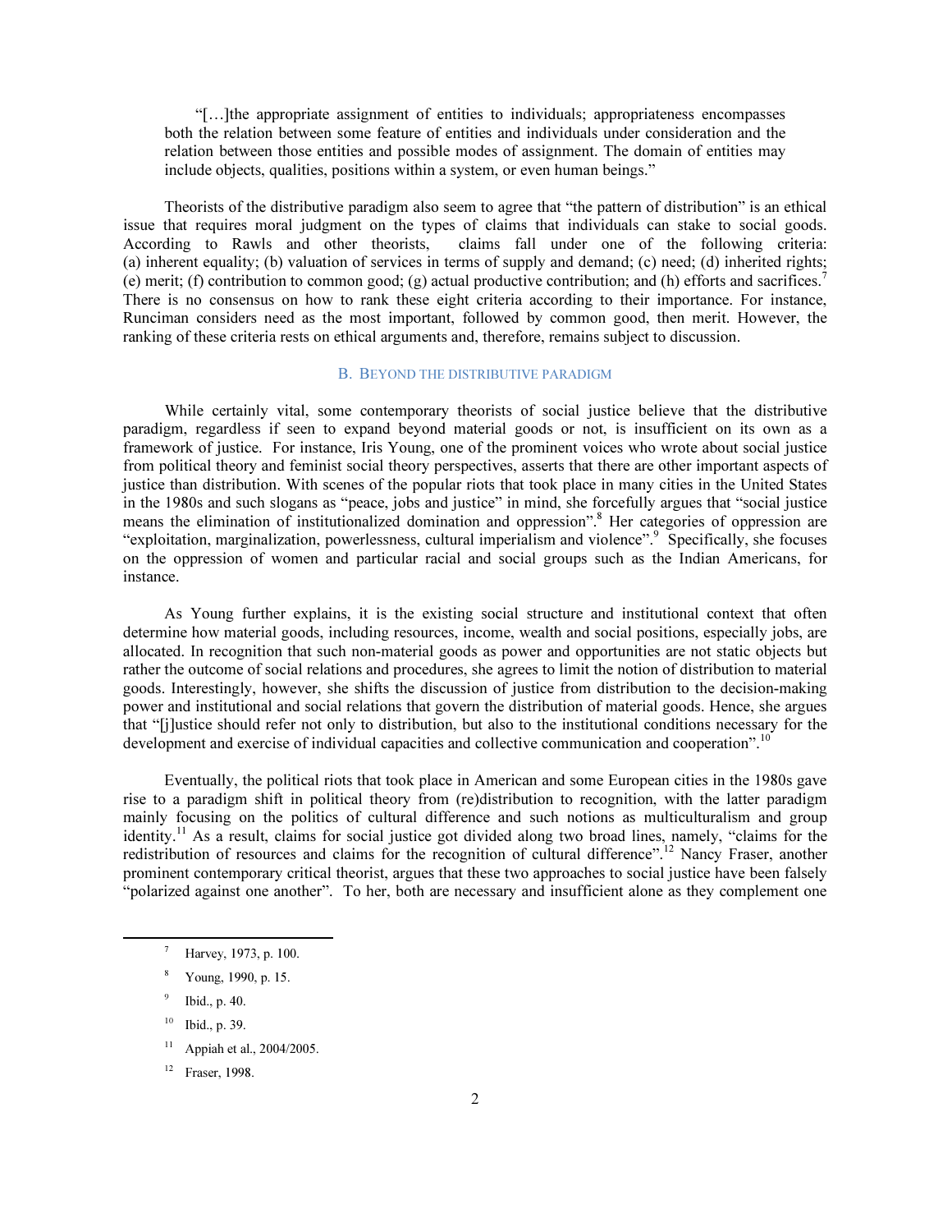"[…]the appropriate assignment of entities to individuals; appropriateness encompasses both the relation between some feature of entities and individuals under consideration and the relation between those entities and possible modes of assignment. The domain of entities may include objects, qualities, positions within a system, or even human beings."

Theorists of the distributive paradigm also seem to agree that "the pattern of distribution" is an ethical issue that requires moral judgment on the types of claims that individuals can stake to social goods. According to Rawls and other theorists, claims fall under one of the following criteria: (a) inherent equality; (b) valuation of services in terms of supply and demand; (c) need; (d) inherited rights; (e) merit; (f) contribution to common good; (g) actual productive contribution; and (h) efforts and sacrifices.[7] There is no consensus on how to rank these eight criteria according to their importance. For instance, Runciman considers need as the most important, followed by common good, then merit. However, the ranking of these criteria rests on ethical arguments and, therefore, remains subject to discussion.

### B. Beyond the distributive paradigm

While certainly vital, some contemporary theorists of social justice believe that the distributive paradigm, regardless if seen to expand beyond material goods or not, is insufficient on its own as a framework of justice. For instance, Iris Young, one of the prominent voices who wrote about social justice from political theory and feminist social theory perspectives, asserts that there are other important aspects of justice than distribution. With scenes of the popular riots that took place in many cities in the United States in the 1980s and such slogans as "peace, jobs and justice" in mind, she forcefully argues that "social justice means the elimination of institutionalized domination and oppression".[8] Her categories of oppression are "exploitation, marginalization, powerlessness, cultural imperialism and violence".[9] Specifically, she focuses on the oppression of women and particular racial and social groups such as the Indian Americans, for instance.

As Young further explains, it is the existing social structure and institutional context that often determine how material goods, including resources, income, wealth and social positions, especially jobs, are allocated. In recognition that such non-material goods as power and opportunities are not static objects but rather the outcome of social relations and procedures, she agrees to limit the notion of distribution to material goods. Interestingly, however, she shifts the discussion of justice from distribution to the decision-making power and institutional and social relations that govern the distribution of material goods. Hence, she argues that "[j]ustice should refer not only to distribution, but also to the institutional conditions necessary for the development and exercise of individual capacities and collective communication and cooperation".[10]

Eventually, the political riots that took place in American and some European cities in the 1980s gave rise to a paradigm shift in political theory from (re)distribution to recognition, with the latter paradigm mainly focusing on the politics of cultural difference and such notions as multiculturalism and group identity.[11] As a result, claims for social justice got divided along two broad lines, namely, "claims for the redistribution of resources and claims for the recognition of cultural difference".[12] Nancy Fraser, another prominent contemporary critical theorist, argues that these two approaches to social justice have been falsely "polarized against one another". To her, both are necessary and insufficient alone as they complement one

---

[7] Harvey, 1973, p. 100.

[8] Young, 1990, p. 15.

[9] Ibid., p. 40.

[10] Ibid., p. 39.

[11] Appiah et al., 2004/2005.

[12] Fraser, 1998.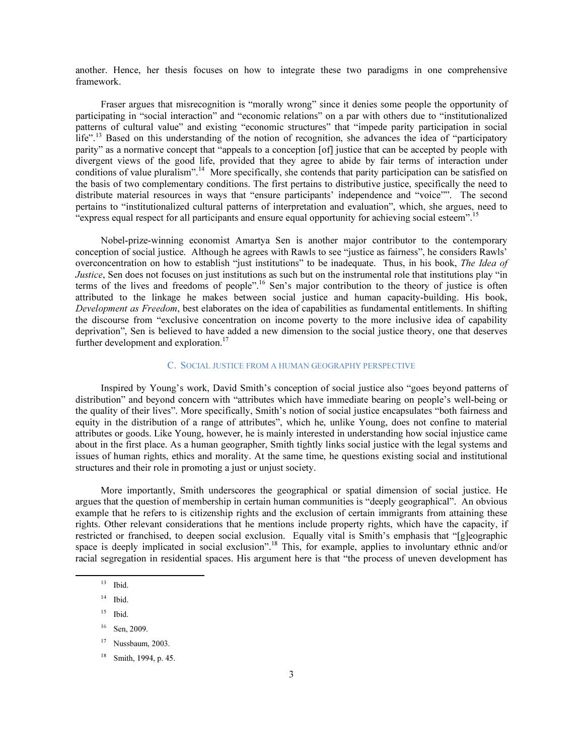another. Hence, her thesis focuses on how to integrate these two paradigms in one comprehensive framework.

Fraser argues that misrecognition is "morally wrong" since it denies some people the opportunity of participating in "social interaction" and "economic relations" on a par with others due to "institutionalized patterns of cultural value" and existing "economic structures" that "impede parity participation in social life".[13] Based on this understanding of the notion of recognition, she advances the idea of "participatory parity" as a normative concept that "appeals to a conception [of] justice that can be accepted by people with divergent views of the good life, provided that they agree to abide by fair terms of interaction under conditions of value pluralism".[14] More specifically, she contends that parity participation can be satisfied on the basis of two complementary conditions. The first pertains to distributive justice, specifically the need to distribute material resources in ways that "ensure participants' independence and "voice"". The second pertains to "institutionalized cultural patterns of interpretation and evaluation", which, she argues, need to "express equal respect for all participants and ensure equal opportunity for achieving social esteem".[15]

Nobel-prize-winning economist Amartya Sen is another major contributor to the contemporary conception of social justice. Although he agrees with Rawls to see "justice as fairness", he considers Rawls' overconcentration on how to establish "just institutions" to be inadequate. Thus, in his book, *The Idea of Justice*, Sen does not focuses on just institutions as such but on the instrumental role that institutions play "in terms of the lives and freedoms of people".[16] Sen's major contribution to the theory of justice is often attributed to the linkage he makes between social justice and human capacity-building. His book, *Development as Freedom*, best elaborates on the idea of capabilities as fundamental entitlements. In shifting the discourse from "exclusive concentration on income poverty to the more inclusive idea of capability deprivation", Sen is believed to have added a new dimension to the social justice theory, one that deserves further development and exploration.[17]

### C. Social justice from a human geography perspective

Inspired by Young's work, David Smith's conception of social justice also "goes beyond patterns of distribution" and beyond concern with "attributes which have immediate bearing on people's well-being or the quality of their lives". More specifically, Smith's notion of social justice encapsulates "both fairness and equity in the distribution of a range of attributes", which he, unlike Young, does not confine to material attributes or goods. Like Young, however, he is mainly interested in understanding how social injustice came about in the first place. As a human geographer, Smith tightly links social justice with the legal systems and issues of human rights, ethics and morality. At the same time, he questions existing social and institutional structures and their role in promoting a just or unjust society.

More importantly, Smith underscores the geographical or spatial dimension of social justice. He argues that the question of membership in certain human communities is "deeply geographical". An obvious example that he refers to is citizenship rights and the exclusion of certain immigrants from attaining these rights. Other relevant considerations that he mentions include property rights, which have the capacity, if restricted or franchised, to deepen social exclusion. Equally vital is Smith's emphasis that "[g]eographic space is deeply implicated in social exclusion".[18] This, for example, applies to involuntary ethnic and/or racial segregation in residential spaces. His argument here is that "the process of uneven development has

---

[13] Ibid.

[14] Ibid.

[15] Ibid.

[16] Sen, 2009.

[17] Nussbaum, 2003.

[18] Smith, 1994, p. 45.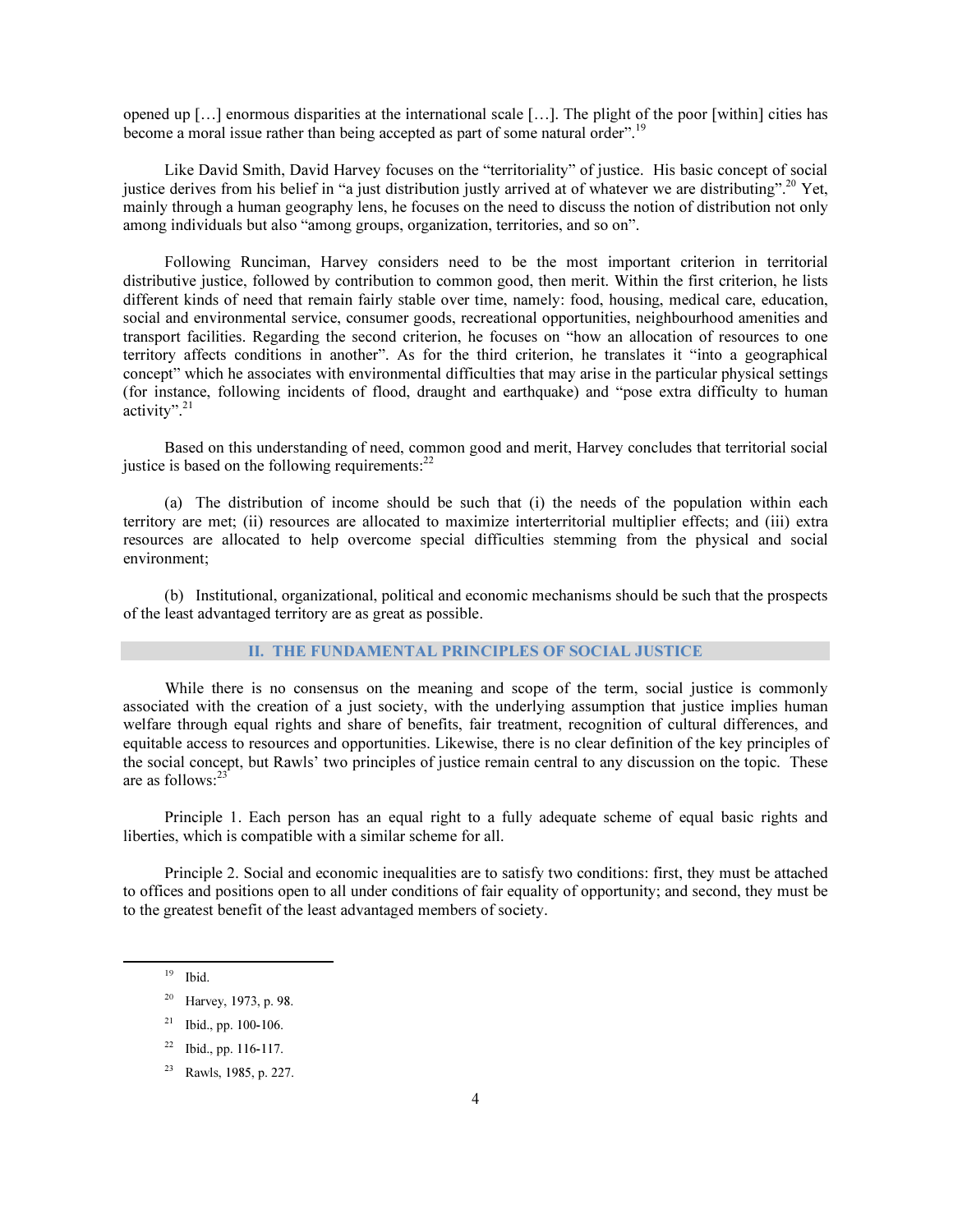opened up […] enormous disparities at the international scale […]. The plight of the poor [within] cities has become a moral issue rather than being accepted as part of some natural order".[19]

Like David Smith, David Harvey focuses on the "territoriality" of justice. His basic concept of social justice derives from his belief in "a just distribution justly arrived at of whatever we are distributing".[20] Yet, mainly through a human geography lens, he focuses on the need to discuss the notion of distribution not only among individuals but also "among groups, organization, territories, and so on".

Following Runciman, Harvey considers need to be the most important criterion in territorial distributive justice, followed by contribution to common good, then merit. Within the first criterion, he lists different kinds of need that remain fairly stable over time, namely: food, housing, medical care, education, social and environmental service, consumer goods, recreational opportunities, neighbourhood amenities and transport facilities. Regarding the second criterion, he focuses on "how an allocation of resources to one territory affects conditions in another". As for the third criterion, he translates it "into a geographical concept" which he associates with environmental difficulties that may arise in the particular physical settings (for instance, following incidents of flood, draught and earthquake) and "pose extra difficulty to human activity".[21]

Based on this understanding of need, common good and merit, Harvey concludes that territorial social justice is based on the following requirements:[22]

(a) The distribution of income should be such that (i) the needs of the population within each territory are met; (ii) resources are allocated to maximize interterritorial multiplier effects; and (iii) extra resources are allocated to help overcome special difficulties stemming from the physical and social environment;

(b) Institutional, organizational, political and economic mechanisms should be such that the prospects of the least advantaged territory are as great as possible.

## II. THE FUNDAMENTAL PRINCIPLES OF SOCIAL JUSTICE

While there is no consensus on the meaning and scope of the term, social justice is commonly associated with the creation of a just society, with the underlying assumption that justice implies human welfare through equal rights and share of benefits, fair treatment, recognition of cultural differences, and equitable access to resources and opportunities. Likewise, there is no clear definition of the key principles of the social concept, but Rawls' two principles of justice remain central to any discussion on the topic. These are as follows:[23]

Principle 1. Each person has an equal right to a fully adequate scheme of equal basic rights and liberties, which is compatible with a similar scheme for all.

Principle 2. Social and economic inequalities are to satisfy two conditions: first, they must be attached to offices and positions open to all under conditions of fair equality of opportunity; and second, they must be to the greatest benefit of the least advantaged members of society.

---

[19] Ibid.

[20] Harvey, 1973, p. 98.

[21] Ibid., pp. 100-106.

[22] Ibid., pp. 116-117.

[23] Rawls, 1985, p. 227.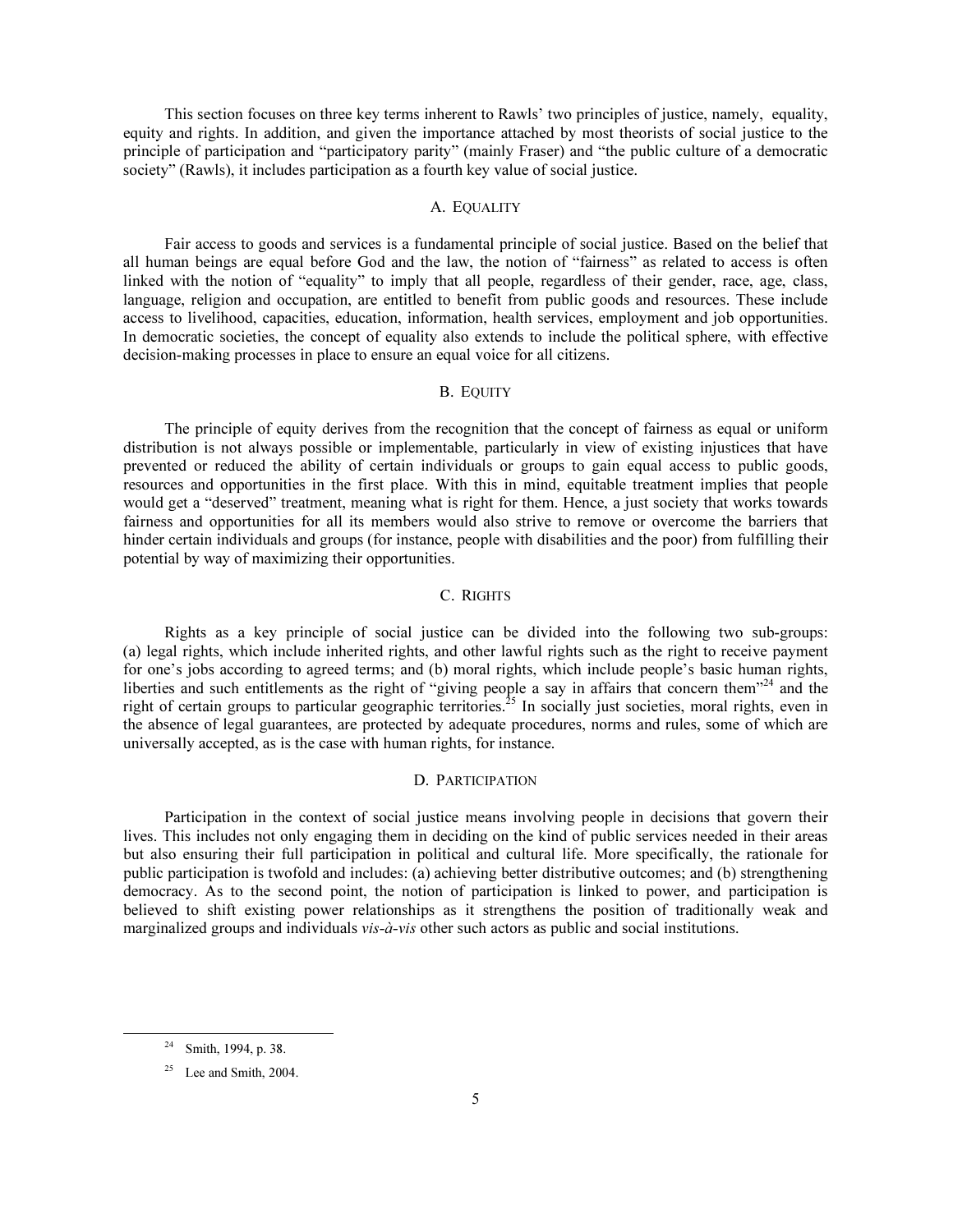This section focuses on three key terms inherent to Rawls' two principles of justice, namely, equality, equity and rights. In addition, and given the importance attached by most theorists of social justice to the principle of participation and "participatory parity" (mainly Fraser) and "the public culture of a democratic society" (Rawls), it includes participation as a fourth key value of social justice.

### A. Equality

Fair access to goods and services is a fundamental principle of social justice. Based on the belief that all human beings are equal before God and the law, the notion of "fairness" as related to access is often linked with the notion of "equality" to imply that all people, regardless of their gender, race, age, class, language, religion and occupation, are entitled to benefit from public goods and resources. These include access to livelihood, capacities, education, information, health services, employment and job opportunities. In democratic societies, the concept of equality also extends to include the political sphere, with effective decision-making processes in place to ensure an equal voice for all citizens.

### B. Equity

The principle of equity derives from the recognition that the concept of fairness as equal or uniform distribution is not always possible or implementable, particularly in view of existing injustices that have prevented or reduced the ability of certain individuals or groups to gain equal access to public goods, resources and opportunities in the first place. With this in mind, equitable treatment implies that people would get a "deserved" treatment, meaning what is right for them. Hence, a just society that works towards fairness and opportunities for all its members would also strive to remove or overcome the barriers that hinder certain individuals and groups (for instance, people with disabilities and the poor) from fulfilling their potential by way of maximizing their opportunities.

### C. Rights

Rights as a key principle of social justice can be divided into the following two sub-groups: (a) legal rights, which include inherited rights, and other lawful rights such as the right to receive payment for one's jobs according to agreed terms; and (b) moral rights, which include people's basic human rights, liberties and such entitlements as the right of "giving people a say in affairs that concern them"[24] and the right of certain groups to particular geographic territories.[25] In socially just societies, moral rights, even in the absence of legal guarantees, are protected by adequate procedures, norms and rules, some of which are universally accepted, as is the case with human rights, for instance.

### D. Participation

Participation in the context of social justice means involving people in decisions that govern their lives. This includes not only engaging them in deciding on the kind of public services needed in their areas but also ensuring their full participation in political and cultural life. More specifically, the rationale for public participation is twofold and includes: (a) achieving better distributive outcomes; and (b) strengthening democracy. As to the second point, the notion of participation is linked to power, and participation is believed to shift existing power relationships as it strengthens the position of traditionally weak and marginalized groups and individuals *vis-à-vis* other such actors as public and social institutions.

---

[24] Smith, 1994, p. 38.

[25] Lee and Smith, 2004.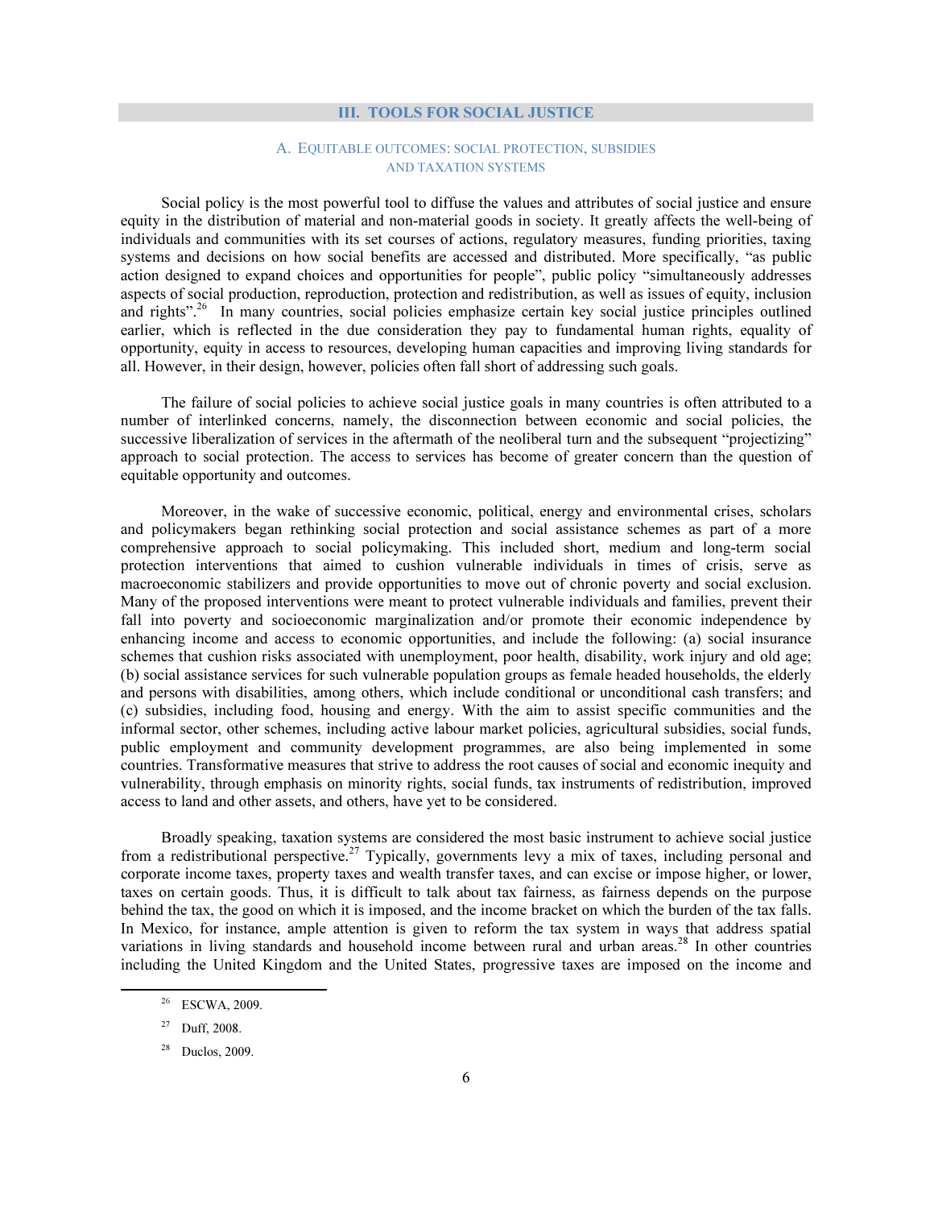## III. TOOLS FOR SOCIAL JUSTICE

### A. EQUITABLE OUTCOMES: SOCIAL PROTECTION, SUBSIDIES AND TAXATION SYSTEMS

Social policy is the most powerful tool to diffuse the values and attributes of social justice and ensure equity in the distribution of material and non-material goods in society. It greatly affects the well-being of individuals and communities with its set courses of actions, regulatory measures, funding priorities, taxing systems and decisions on how social benefits are accessed and distributed. More specifically, "as public action designed to expand choices and opportunities for people", public policy "simultaneously addresses aspects of social production, reproduction, protection and redistribution, as well as issues of equity, inclusion and rights".[26] In many countries, social policies emphasize certain key social justice principles outlined earlier, which is reflected in the due consideration they pay to fundamental human rights, equality of opportunity, equity in access to resources, developing human capacities and improving living standards for all. However, in their design, however, policies often fall short of addressing such goals.

The failure of social policies to achieve social justice goals in many countries is often attributed to a number of interlinked concerns, namely, the disconnection between economic and social policies, the successive liberalization of services in the aftermath of the neoliberal turn and the subsequent "projectizing" approach to social protection. The access to services has become of greater concern than the question of equitable opportunity and outcomes.

Moreover, in the wake of successive economic, political, energy and environmental crises, scholars and policymakers began rethinking social protection and social assistance schemes as part of a more comprehensive approach to social policymaking. This included short, medium and long-term social protection interventions that aimed to cushion vulnerable individuals in times of crisis, serve as macroeconomic stabilizers and provide opportunities to move out of chronic poverty and social exclusion. Many of the proposed interventions were meant to protect vulnerable individuals and families, prevent their fall into poverty and socioeconomic marginalization and/or promote their economic independence by enhancing income and access to economic opportunities, and include the following: (a) social insurance schemes that cushion risks associated with unemployment, poor health, disability, work injury and old age; (b) social assistance services for such vulnerable population groups as female headed households, the elderly and persons with disabilities, among others, which include conditional or unconditional cash transfers; and (c) subsidies, including food, housing and energy. With the aim to assist specific communities and the informal sector, other schemes, including active labour market policies, agricultural subsidies, social funds, public employment and community development programmes, are also being implemented in some countries. Transformative measures that strive to address the root causes of social and economic inequity and vulnerability, through emphasis on minority rights, social funds, tax instruments of redistribution, improved access to land and other assets, and others, have yet to be considered.

Broadly speaking, taxation systems are considered the most basic instrument to achieve social justice from a redistributional perspective.[27] Typically, governments levy a mix of taxes, including personal and corporate income taxes, property taxes and wealth transfer taxes, and can excise or impose higher, or lower, taxes on certain goods. Thus, it is difficult to talk about tax fairness, as fairness depends on the purpose behind the tax, the good on which it is imposed, and the income bracket on which the burden of the tax falls. In Mexico, for instance, ample attention is given to reform the tax system in ways that address spatial variations in living standards and household income between rural and urban areas.[28] In other countries including the United Kingdom and the United States, progressive taxes are imposed on the income and

---

[26] ESCWA, 2009.

[27] Duff, 2008.

[28] Duclos, 2009.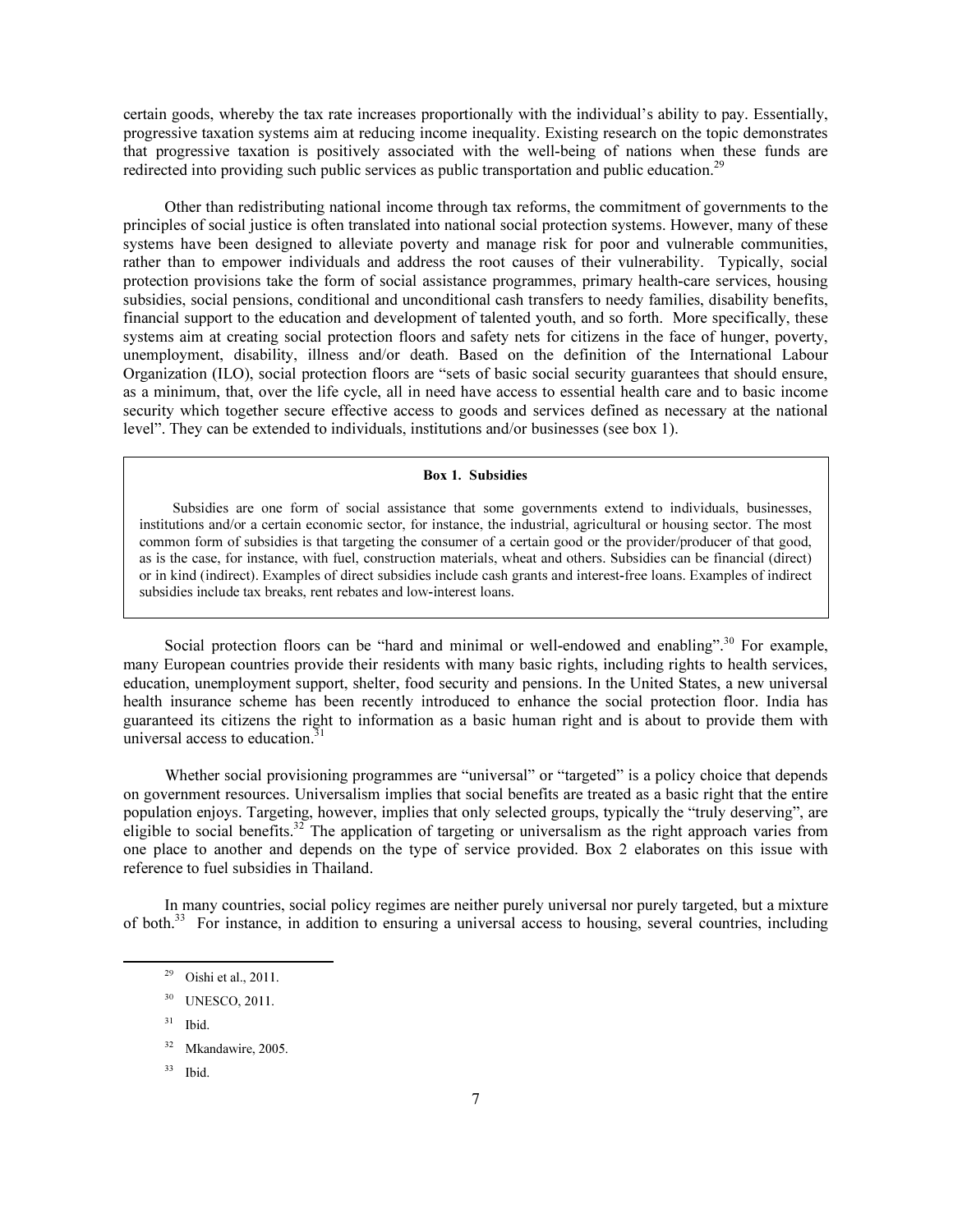certain goods, whereby the tax rate increases proportionally with the individual's ability to pay. Essentially, progressive taxation systems aim at reducing income inequality. Existing research on the topic demonstrates that progressive taxation is positively associated with the well-being of nations when these funds are redirected into providing such public services as public transportation and public education.[29]

Other than redistributing national income through tax reforms, the commitment of governments to the principles of social justice is often translated into national social protection systems. However, many of these systems have been designed to alleviate poverty and manage risk for poor and vulnerable communities, rather than to empower individuals and address the root causes of their vulnerability. Typically, social protection provisions take the form of social assistance programmes, primary health-care services, housing subsidies, social pensions, conditional and unconditional cash transfers to needy families, disability benefits, financial support to the education and development of talented youth, and so forth. More specifically, these systems aim at creating social protection floors and safety nets for citizens in the face of hunger, poverty, unemployment, disability, illness and/or death. Based on the definition of the International Labour Organization (ILO), social protection floors are "sets of basic social security guarantees that should ensure, as a minimum, that, over the life cycle, all in need have access to essential health care and to basic income security which together secure effective access to goods and services defined as necessary at the national level". They can be extended to individuals, institutions and/or businesses (see box 1).

**Box 1. Subsidies**

Subsidies are one form of social assistance that some governments extend to individuals, businesses, institutions and/or a certain economic sector, for instance, the industrial, agricultural or housing sector. The most common form of subsidies is that targeting the consumer of a certain good or the provider/producer of that good, as is the case, for instance, with fuel, construction materials, wheat and others. Subsidies can be financial (direct) or in kind (indirect). Examples of direct subsidies include cash grants and interest-free loans. Examples of indirect subsidies include tax breaks, rent rebates and low-interest loans.

Social protection floors can be "hard and minimal or well-endowed and enabling".[30] For example, many European countries provide their residents with many basic rights, including rights to health services, education, unemployment support, shelter, food security and pensions. In the United States, a new universal health insurance scheme has been recently introduced to enhance the social protection floor. India has guaranteed its citizens the right to information as a basic human right and is about to provide them with universal access to education.[31]

Whether social provisioning programmes are "universal" or "targeted" is a policy choice that depends on government resources. Universalism implies that social benefits are treated as a basic right that the entire population enjoys. Targeting, however, implies that only selected groups, typically the "truly deserving", are eligible to social benefits.[32] The application of targeting or universalism as the right approach varies from one place to another and depends on the type of service provided. Box 2 elaborates on this issue with reference to fuel subsidies in Thailand.

In many countries, social policy regimes are neither purely universal nor purely targeted, but a mixture of both.[33] For instance, in addition to ensuring a universal access to housing, several countries, including

[29] Oishi et al., 2011.

[30] UNESCO, 2011.

[31] Ibid.

[32] Mkandawire, 2005.

[33] Ibid.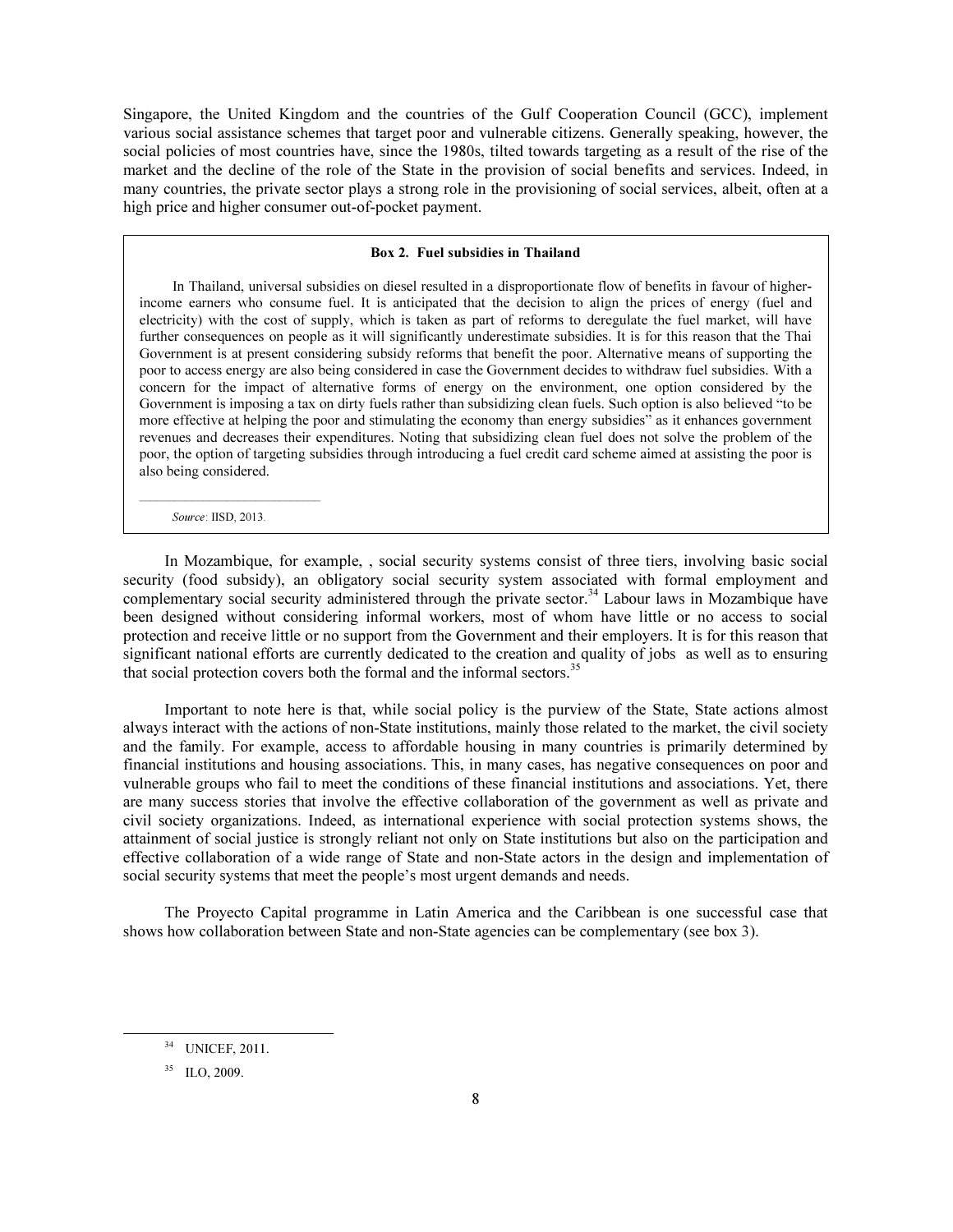Singapore, the United Kingdom and the countries of the Gulf Cooperation Council (GCC), implement various social assistance schemes that target poor and vulnerable citizens. Generally speaking, however, the social policies of most countries have, since the 1980s, tilted towards targeting as a result of the rise of the market and the decline of the role of the State in the provision of social benefits and services. Indeed, in many countries, the private sector plays a strong role in the provisioning of social services, albeit, often at a high price and higher consumer out-of-pocket payment.

> **Box 2. Fuel subsidies in Thailand**
>
> In Thailand, universal subsidies on diesel resulted in a disproportionate flow of benefits in favour of higher-income earners who consume fuel. It is anticipated that the decision to align the prices of energy (fuel and electricity) with the cost of supply, which is taken as part of reforms to deregulate the fuel market, will have further consequences on people as it will significantly underestimate subsidies. It is for this reason that the Thai Government is at present considering subsidy reforms that benefit the poor. Alternative means of supporting the poor to access energy are also being considered in case the Government decides to withdraw fuel subsidies. With a concern for the impact of alternative forms of energy on the environment, one option considered by the Government is imposing a tax on dirty fuels rather than subsidizing clean fuels. Such option is also believed "to be more effective at helping the poor and stimulating the economy than energy subsidies" as it enhances government revenues and decreases their expenditures. Noting that subsidizing clean fuel does not solve the problem of the poor, the option of targeting subsidies through introducing a fuel credit card scheme aimed at assisting the poor is also being considered.
>
> *Source*: IISD, 2013.

In Mozambique, for example, , social security systems consist of three tiers, involving basic social security (food subsidy), an obligatory social security system associated with formal employment and complementary social security administered through the private sector.[34] Labour laws in Mozambique have been designed without considering informal workers, most of whom have little or no access to social protection and receive little or no support from the Government and their employers. It is for this reason that significant national efforts are currently dedicated to the creation and quality of jobs as well as to ensuring that social protection covers both the formal and the informal sectors.[35]

Important to note here is that, while social policy is the purview of the State, State actions almost always interact with the actions of non-State institutions, mainly those related to the market, the civil society and the family. For example, access to affordable housing in many countries is primarily determined by financial institutions and housing associations. This, in many cases, has negative consequences on poor and vulnerable groups who fail to meet the conditions of these financial institutions and associations. Yet, there are many success stories that involve the effective collaboration of the government as well as private and civil society organizations. Indeed, as international experience with social protection systems shows, the attainment of social justice is strongly reliant not only on State institutions but also on the participation and effective collaboration of a wide range of State and non-State actors in the design and implementation of social security systems that meet the people's most urgent demands and needs.

The Proyecto Capital programme in Latin America and the Caribbean is one successful case that shows how collaboration between State and non-State agencies can be complementary (see box 3).

---

[34] UNICEF, 2011.

[35] ILO, 2009.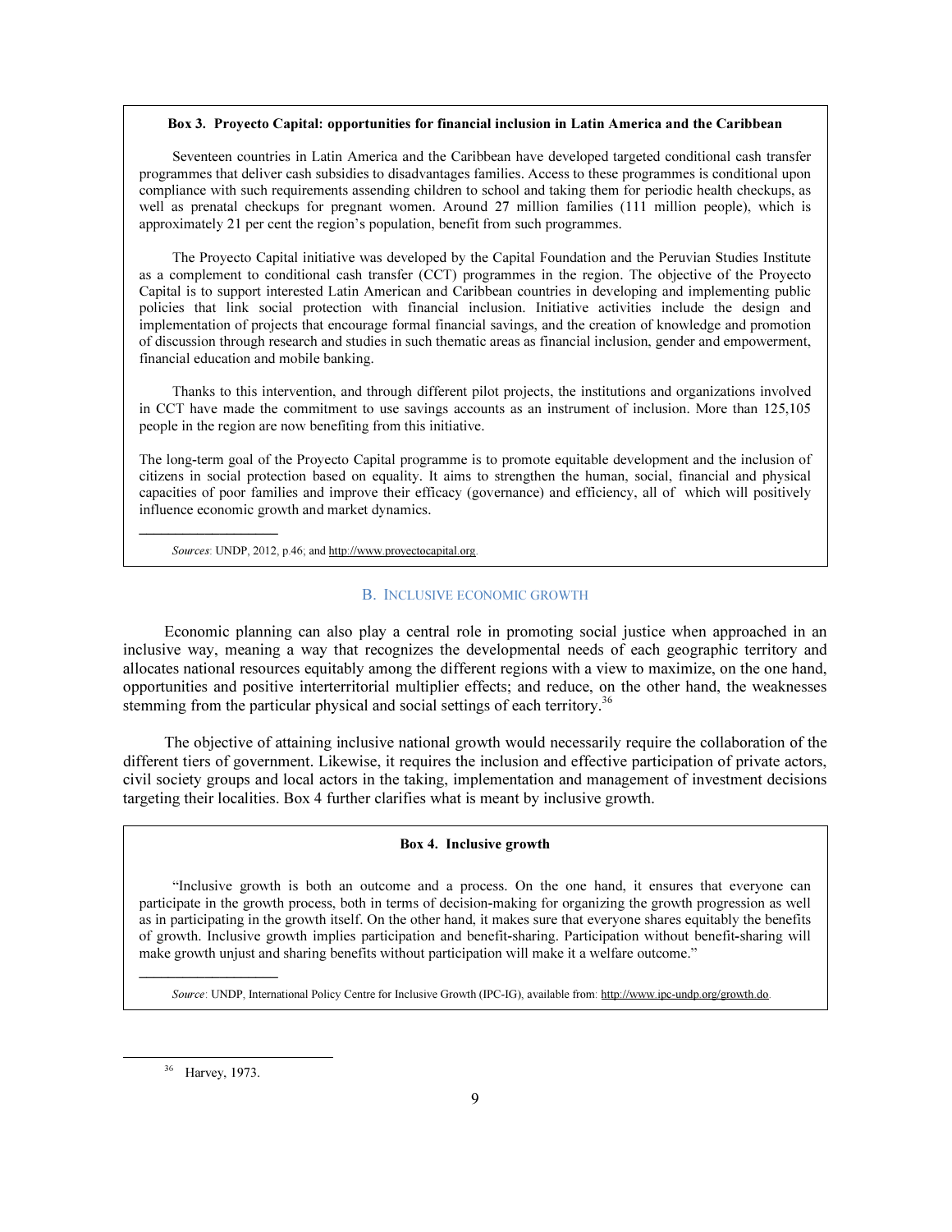**Box 3. Proyecto Capital: opportunities for financial inclusion in Latin America and the Caribbean**

Seventeen countries in Latin America and the Caribbean have developed targeted conditional cash transfer programmes that deliver cash subsidies to disadvantages families. Access to these programmes is conditional upon compliance with such requirements assending children to school and taking them for periodic health checkups, as well as prenatal checkups for pregnant women. Around 27 million families (111 million people), which is approximately 21 per cent the region's population, benefit from such programmes.

The Proyecto Capital initiative was developed by the Capital Foundation and the Peruvian Studies Institute as a complement to conditional cash transfer (CCT) programmes in the region. The objective of the Proyecto Capital is to support interested Latin American and Caribbean countries in developing and implementing public policies that link social protection with financial inclusion. Initiative activities include the design and implementation of projects that encourage formal financial savings, and the creation of knowledge and promotion of discussion through research and studies in such thematic areas as financial inclusion, gender and empowerment, financial education and mobile banking.

Thanks to this intervention, and through different pilot projects, the institutions and organizations involved in CCT have made the commitment to use savings accounts as an instrument of inclusion. More than 125,105 people in the region are now benefiting from this initiative.

The long-term goal of the Proyecto Capital programme is to promote equitable development and the inclusion of citizens in social protection based on equality. It aims to strengthen the human, social, financial and physical capacities of poor families and improve their efficacy (governance) and efficiency, all of which will positively influence economic growth and market dynamics.

*Sources*: UNDP, 2012, p.46; and http://www.proyectocapital.org.

## B. Inclusive economic growth

Economic planning can also play a central role in promoting social justice when approached in an inclusive way, meaning a way that recognizes the developmental needs of each geographic territory and allocates national resources equitably among the different regions with a view to maximize, on the one hand, opportunities and positive interterritorial multiplier effects; and reduce, on the other hand, the weaknesses stemming from the particular physical and social settings of each territory.[36]

The objective of attaining inclusive national growth would necessarily require the collaboration of the different tiers of government. Likewise, it requires the inclusion and effective participation of private actors, civil society groups and local actors in the taking, implementation and management of investment decisions targeting their localities. Box 4 further clarifies what is meant by inclusive growth.

**Box 4. Inclusive growth**

"Inclusive growth is both an outcome and a process. On the one hand, it ensures that everyone can participate in the growth process, both in terms of decision-making for organizing the growth progression as well as in participating in the growth itself. On the other hand, it makes sure that everyone shares equitably the benefits of growth. Inclusive growth implies participation and benefit-sharing. Participation without benefit-sharing will make growth unjust and sharing benefits without participation will make it a welfare outcome."

*Source*: UNDP, International Policy Centre for Inclusive Growth (IPC-IG), available from: http://www.ipc-undp.org/growth.do.

[36] Harvey, 1973.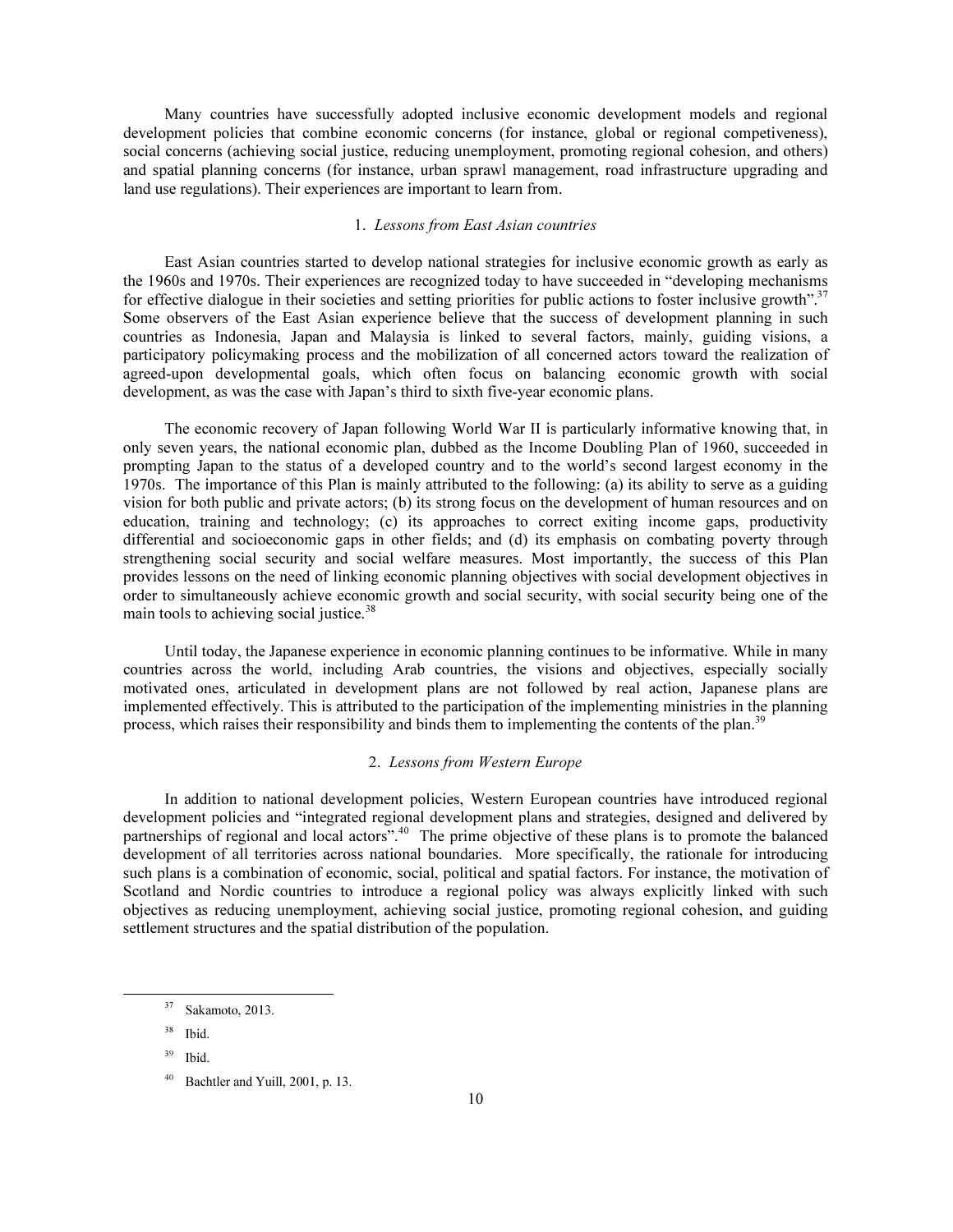Many countries have successfully adopted inclusive economic development models and regional development policies that combine economic concerns (for instance, global or regional competiveness), social concerns (achieving social justice, reducing unemployment, promoting regional cohesion, and others) and spatial planning concerns (for instance, urban sprawl management, road infrastructure upgrading and land use regulations). Their experiences are important to learn from.

### 1. *Lessons from East Asian countries*

East Asian countries started to develop national strategies for inclusive economic growth as early as the 1960s and 1970s. Their experiences are recognized today to have succeeded in "developing mechanisms for effective dialogue in their societies and setting priorities for public actions to foster inclusive growth".[37] Some observers of the East Asian experience believe that the success of development planning in such countries as Indonesia, Japan and Malaysia is linked to several factors, mainly, guiding visions, a participatory policymaking process and the mobilization of all concerned actors toward the realization of agreed-upon developmental goals, which often focus on balancing economic growth with social development, as was the case with Japan's third to sixth five-year economic plans.

The economic recovery of Japan following World War II is particularly informative knowing that, in only seven years, the national economic plan, dubbed as the Income Doubling Plan of 1960, succeeded in prompting Japan to the status of a developed country and to the world's second largest economy in the 1970s. The importance of this Plan is mainly attributed to the following: (a) its ability to serve as a guiding vision for both public and private actors; (b) its strong focus on the development of human resources and on education, training and technology; (c) its approaches to correct exiting income gaps, productivity differential and socioeconomic gaps in other fields; and (d) its emphasis on combating poverty through strengthening social security and social welfare measures. Most importantly, the success of this Plan provides lessons on the need of linking economic planning objectives with social development objectives in order to simultaneously achieve economic growth and social security, with social security being one of the main tools to achieving social justice.[38]

Until today, the Japanese experience in economic planning continues to be informative. While in many countries across the world, including Arab countries, the visions and objectives, especially socially motivated ones, articulated in development plans are not followed by real action, Japanese plans are implemented effectively. This is attributed to the participation of the implementing ministries in the planning process, which raises their responsibility and binds them to implementing the contents of the plan.[39]

### 2. *Lessons from Western Europe*

In addition to national development policies, Western European countries have introduced regional development policies and "integrated regional development plans and strategies, designed and delivered by partnerships of regional and local actors".[40] The prime objective of these plans is to promote the balanced development of all territories across national boundaries. More specifically, the rationale for introducing such plans is a combination of economic, social, political and spatial factors. For instance, the motivation of Scotland and Nordic countries to introduce a regional policy was always explicitly linked with such objectives as reducing unemployment, achieving social justice, promoting regional cohesion, and guiding settlement structures and the spatial distribution of the population.

---

[37] Sakamoto, 2013.

[38] Ibid.

[39] Ibid.

[40] Bachtler and Yuill, 2001, p. 13.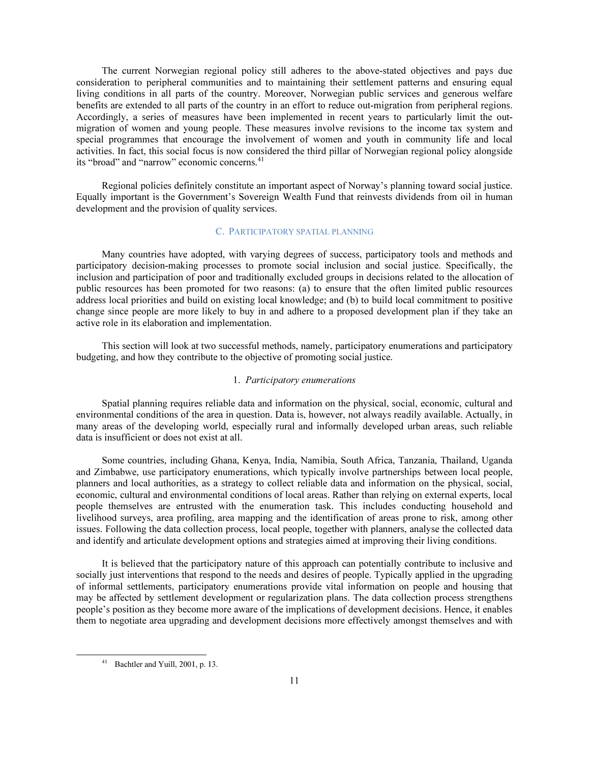The current Norwegian regional policy still adheres to the above-stated objectives and pays due consideration to peripheral communities and to maintaining their settlement patterns and ensuring equal living conditions in all parts of the country. Moreover, Norwegian public services and generous welfare benefits are extended to all parts of the country in an effort to reduce out-migration from peripheral regions. Accordingly, a series of measures have been implemented in recent years to particularly limit the out-migration of women and young people. These measures involve revisions to the income tax system and special programmes that encourage the involvement of women and youth in community life and local activities. In fact, this social focus is now considered the third pillar of Norwegian regional policy alongside its "broad" and "narrow" economic concerns.[41]

Regional policies definitely constitute an important aspect of Norway's planning toward social justice. Equally important is the Government's Sovereign Wealth Fund that reinvests dividends from oil in human development and the provision of quality services.

## C. Participatory spatial planning

Many countries have adopted, with varying degrees of success, participatory tools and methods and participatory decision-making processes to promote social inclusion and social justice. Specifically, the inclusion and participation of poor and traditionally excluded groups in decisions related to the allocation of public resources has been promoted for two reasons: (a) to ensure that the often limited public resources address local priorities and build on existing local knowledge; and (b) to build local commitment to positive change since people are more likely to buy in and adhere to a proposed development plan if they take an active role in its elaboration and implementation.

This section will look at two successful methods, namely, participatory enumerations and participatory budgeting, and how they contribute to the objective of promoting social justice.

### 1. *Participatory enumerations*

Spatial planning requires reliable data and information on the physical, social, economic, cultural and environmental conditions of the area in question. Data is, however, not always readily available. Actually, in many areas of the developing world, especially rural and informally developed urban areas, such reliable data is insufficient or does not exist at all.

Some countries, including Ghana, Kenya, India, Namibia, South Africa, Tanzania, Thailand, Uganda and Zimbabwe, use participatory enumerations, which typically involve partnerships between local people, planners and local authorities, as a strategy to collect reliable data and information on the physical, social, economic, cultural and environmental conditions of local areas. Rather than relying on external experts, local people themselves are entrusted with the enumeration task. This includes conducting household and livelihood surveys, area profiling, area mapping and the identification of areas prone to risk, among other issues. Following the data collection process, local people, together with planners, analyse the collected data and identify and articulate development options and strategies aimed at improving their living conditions.

It is believed that the participatory nature of this approach can potentially contribute to inclusive and socially just interventions that respond to the needs and desires of people. Typically applied in the upgrading of informal settlements, participatory enumerations provide vital information on people and housing that may be affected by settlement development or regularization plans. The data collection process strengthens people's position as they become more aware of the implications of development decisions. Hence, it enables them to negotiate area upgrading and development decisions more effectively amongst themselves and with

[41] Bachtler and Yuill, 2001, p. 13.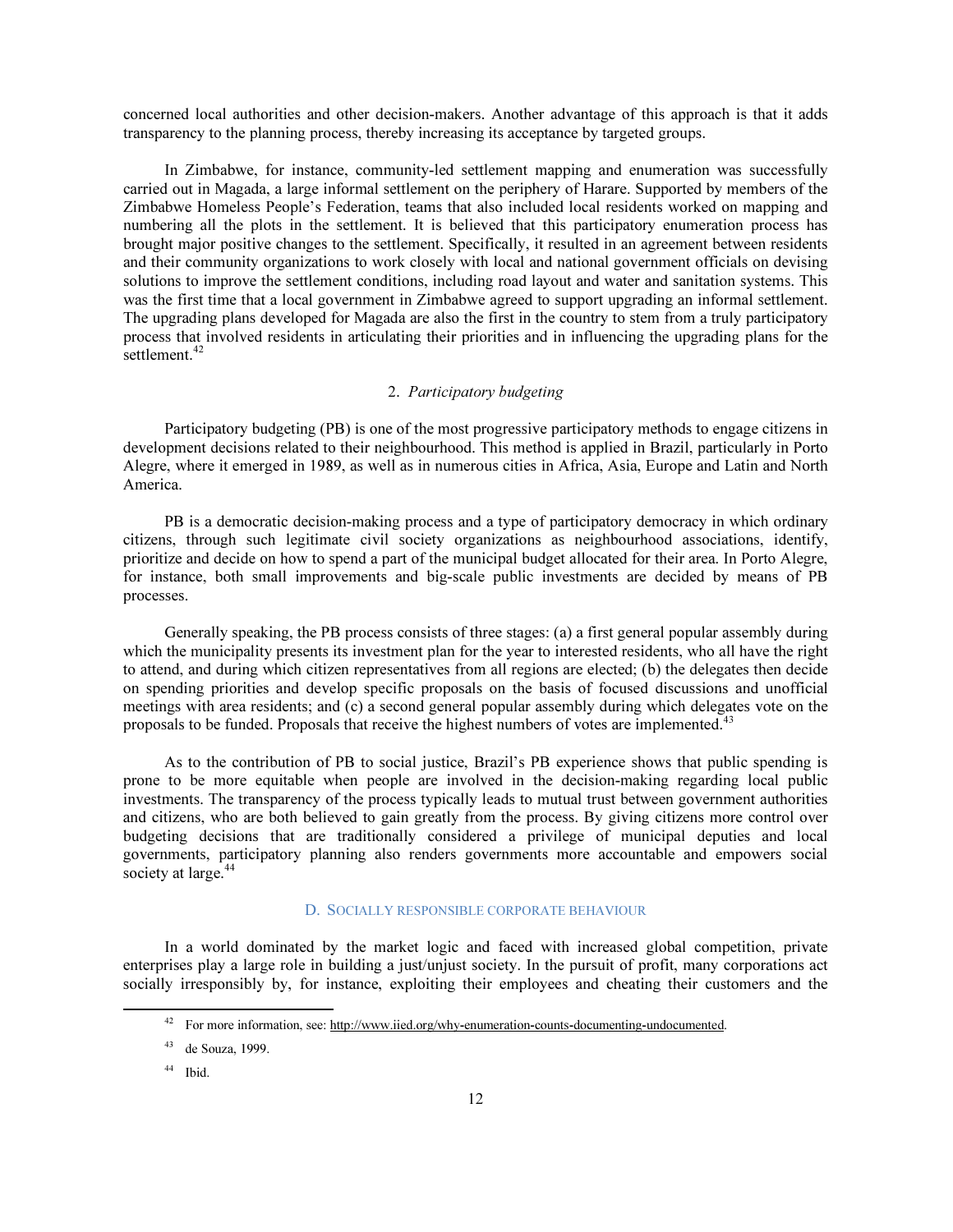concerned local authorities and other decision-makers. Another advantage of this approach is that it adds transparency to the planning process, thereby increasing its acceptance by targeted groups.

In Zimbabwe, for instance, community-led settlement mapping and enumeration was successfully carried out in Magada, a large informal settlement on the periphery of Harare. Supported by members of the Zimbabwe Homeless People's Federation, teams that also included local residents worked on mapping and numbering all the plots in the settlement. It is believed that this participatory enumeration process has brought major positive changes to the settlement. Specifically, it resulted in an agreement between residents and their community organizations to work closely with local and national government officials on devising solutions to improve the settlement conditions, including road layout and water and sanitation systems. This was the first time that a local government in Zimbabwe agreed to support upgrading an informal settlement. The upgrading plans developed for Magada are also the first in the country to stem from a truly participatory process that involved residents in articulating their priorities and in influencing the upgrading plans for the settlement.[42]

### 2. *Participatory budgeting*

Participatory budgeting (PB) is one of the most progressive participatory methods to engage citizens in development decisions related to their neighbourhood. This method is applied in Brazil, particularly in Porto Alegre, where it emerged in 1989, as well as in numerous cities in Africa, Asia, Europe and Latin and North America.

PB is a democratic decision-making process and a type of participatory democracy in which ordinary citizens, through such legitimate civil society organizations as neighbourhood associations, identify, prioritize and decide on how to spend a part of the municipal budget allocated for their area. In Porto Alegre, for instance, both small improvements and big-scale public investments are decided by means of PB processes.

Generally speaking, the PB process consists of three stages: (a) a first general popular assembly during which the municipality presents its investment plan for the year to interested residents, who all have the right to attend, and during which citizen representatives from all regions are elected; (b) the delegates then decide on spending priorities and develop specific proposals on the basis of focused discussions and unofficial meetings with area residents; and (c) a second general popular assembly during which delegates vote on the proposals to be funded. Proposals that receive the highest numbers of votes are implemented.[43]

As to the contribution of PB to social justice, Brazil's PB experience shows that public spending is prone to be more equitable when people are involved in the decision-making regarding local public investments. The transparency of the process typically leads to mutual trust between government authorities and citizens, who are both believed to gain greatly from the process. By giving citizens more control over budgeting decisions that are traditionally considered a privilege of municipal deputies and local governments, participatory planning also renders governments more accountable and empowers social society at large.[44]

## D. Socially responsible corporate behaviour

In a world dominated by the market logic and faced with increased global competition, private enterprises play a large role in building a just/unjust society. In the pursuit of profit, many corporations act socially irresponsibly by, for instance, exploiting their employees and cheating their customers and the

---

[42] For more information, see: http://www.iied.org/why-enumeration-counts-documenting-undocumented.

[43] de Souza, 1999.

[44] Ibid.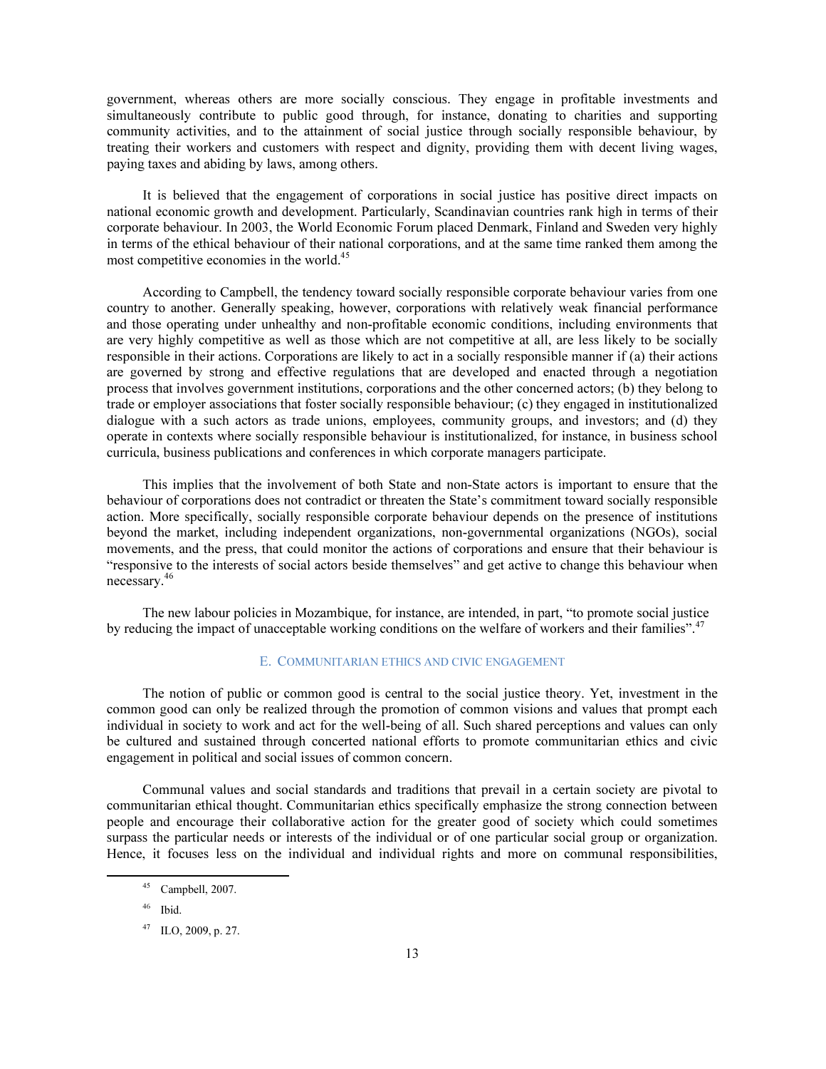government, whereas others are more socially conscious. They engage in profitable investments and simultaneously contribute to public good through, for instance, donating to charities and supporting community activities, and to the attainment of social justice through socially responsible behaviour, by treating their workers and customers with respect and dignity, providing them with decent living wages, paying taxes and abiding by laws, among others.

It is believed that the engagement of corporations in social justice has positive direct impacts on national economic growth and development. Particularly, Scandinavian countries rank high in terms of their corporate behaviour. In 2003, the World Economic Forum placed Denmark, Finland and Sweden very highly in terms of the ethical behaviour of their national corporations, and at the same time ranked them among the most competitive economies in the world.[45]

According to Campbell, the tendency toward socially responsible corporate behaviour varies from one country to another. Generally speaking, however, corporations with relatively weak financial performance and those operating under unhealthy and non-profitable economic conditions, including environments that are very highly competitive as well as those which are not competitive at all, are less likely to be socially responsible in their actions. Corporations are likely to act in a socially responsible manner if (a) their actions are governed by strong and effective regulations that are developed and enacted through a negotiation process that involves government institutions, corporations and the other concerned actors; (b) they belong to trade or employer associations that foster socially responsible behaviour; (c) they engaged in institutionalized dialogue with a such actors as trade unions, employees, community groups, and investors; and (d) they operate in contexts where socially responsible behaviour is institutionalized, for instance, in business school curricula, business publications and conferences in which corporate managers participate.

This implies that the involvement of both State and non-State actors is important to ensure that the behaviour of corporations does not contradict or threaten the State's commitment toward socially responsible action. More specifically, socially responsible corporate behaviour depends on the presence of institutions beyond the market, including independent organizations, non-governmental organizations (NGOs), social movements, and the press, that could monitor the actions of corporations and ensure that their behaviour is "responsive to the interests of social actors beside themselves" and get active to change this behaviour when necessary.[46]

The new labour policies in Mozambique, for instance, are intended, in part, "to promote social justice by reducing the impact of unacceptable working conditions on the welfare of workers and their families".[47]

## E. Communitarian ethics and civic engagement

The notion of public or common good is central to the social justice theory. Yet, investment in the common good can only be realized through the promotion of common visions and values that prompt each individual in society to work and act for the well-being of all. Such shared perceptions and values can only be cultured and sustained through concerted national efforts to promote communitarian ethics and civic engagement in political and social issues of common concern.

Communal values and social standards and traditions that prevail in a certain society are pivotal to communitarian ethical thought. Communitarian ethics specifically emphasize the strong connection between people and encourage their collaborative action for the greater good of society which could sometimes surpass the particular needs or interests of the individual or of one particular social group or organization. Hence, it focuses less on the individual and individual rights and more on communal responsibilities,

---

[45] Campbell, 2007.

[46] Ibid.

[47] ILO, 2009, p. 27.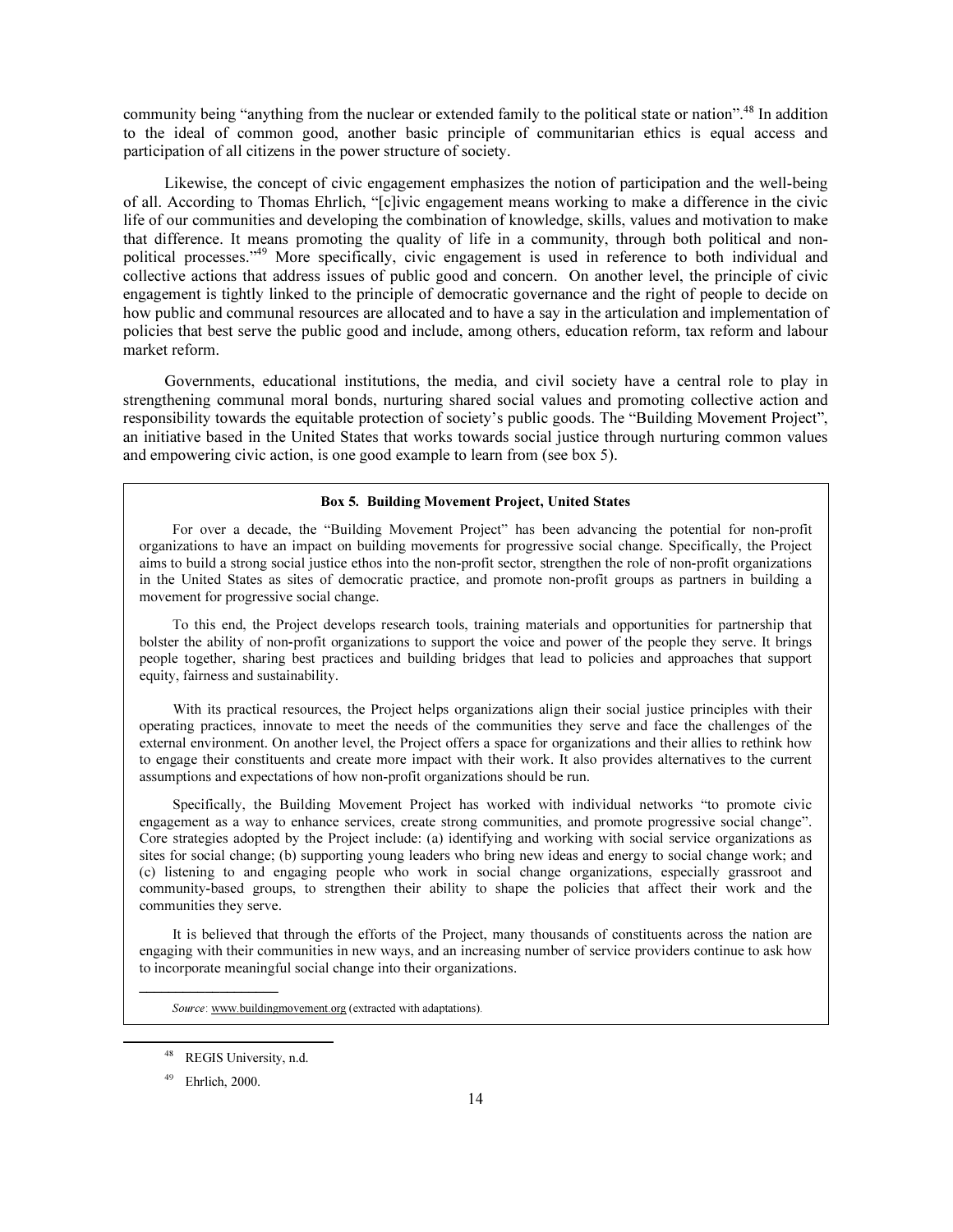community being "anything from the nuclear or extended family to the political state or nation".[48] In addition to the ideal of common good, another basic principle of communitarian ethics is equal access and participation of all citizens in the power structure of society.

Likewise, the concept of civic engagement emphasizes the notion of participation and the well-being of all. According to Thomas Ehrlich, "[c]ivic engagement means working to make a difference in the civic life of our communities and developing the combination of knowledge, skills, values and motivation to make that difference. It means promoting the quality of life in a community, through both political and non-political processes."[49] More specifically, civic engagement is used in reference to both individual and collective actions that address issues of public good and concern. On another level, the principle of civic engagement is tightly linked to the principle of democratic governance and the right of people to decide on how public and communal resources are allocated and to have a say in the articulation and implementation of policies that best serve the public good and include, among others, education reform, tax reform and labour market reform.

Governments, educational institutions, the media, and civil society have a central role to play in strengthening communal moral bonds, nurturing shared social values and promoting collective action and responsibility towards the equitable protection of society's public goods. The "Building Movement Project", an initiative based in the United States that works towards social justice through nurturing common values and empowering civic action, is one good example to learn from (see box 5).

**Box 5. Building Movement Project, United States**

For over a decade, the "Building Movement Project" has been advancing the potential for non-profit organizations to have an impact on building movements for progressive social change. Specifically, the Project aims to build a strong social justice ethos into the non-profit sector, strengthen the role of non-profit organizations in the United States as sites of democratic practice, and promote non-profit groups as partners in building a movement for progressive social change.

To this end, the Project develops research tools, training materials and opportunities for partnership that bolster the ability of non-profit organizations to support the voice and power of the people they serve. It brings people together, sharing best practices and building bridges that lead to policies and approaches that support equity, fairness and sustainability.

With its practical resources, the Project helps organizations align their social justice principles with their operating practices, innovate to meet the needs of the communities they serve and face the challenges of the external environment. On another level, the Project offers a space for organizations and their allies to rethink how to engage their constituents and create more impact with their work. It also provides alternatives to the current assumptions and expectations of how non-profit organizations should be run.

Specifically, the Building Movement Project has worked with individual networks "to promote civic engagement as a way to enhance services, create strong communities, and promote progressive social change". Core strategies adopted by the Project include: (a) identifying and working with social service organizations as sites for social change; (b) supporting young leaders who bring new ideas and energy to social change work; and (c) listening to and engaging people who work in social change organizations, especially grassroot and community-based groups, to strengthen their ability to shape the policies that affect their work and the communities they serve.

It is believed that through the efforts of the Project, many thousands of constituents across the nation are engaging with their communities in new ways, and an increasing number of service providers continue to ask how to incorporate meaningful social change into their organizations.

*Source:* www.buildingmovement.org (extracted with adaptations).

---

[48] REGIS University, n.d.

[49] Ehrlich, 2000.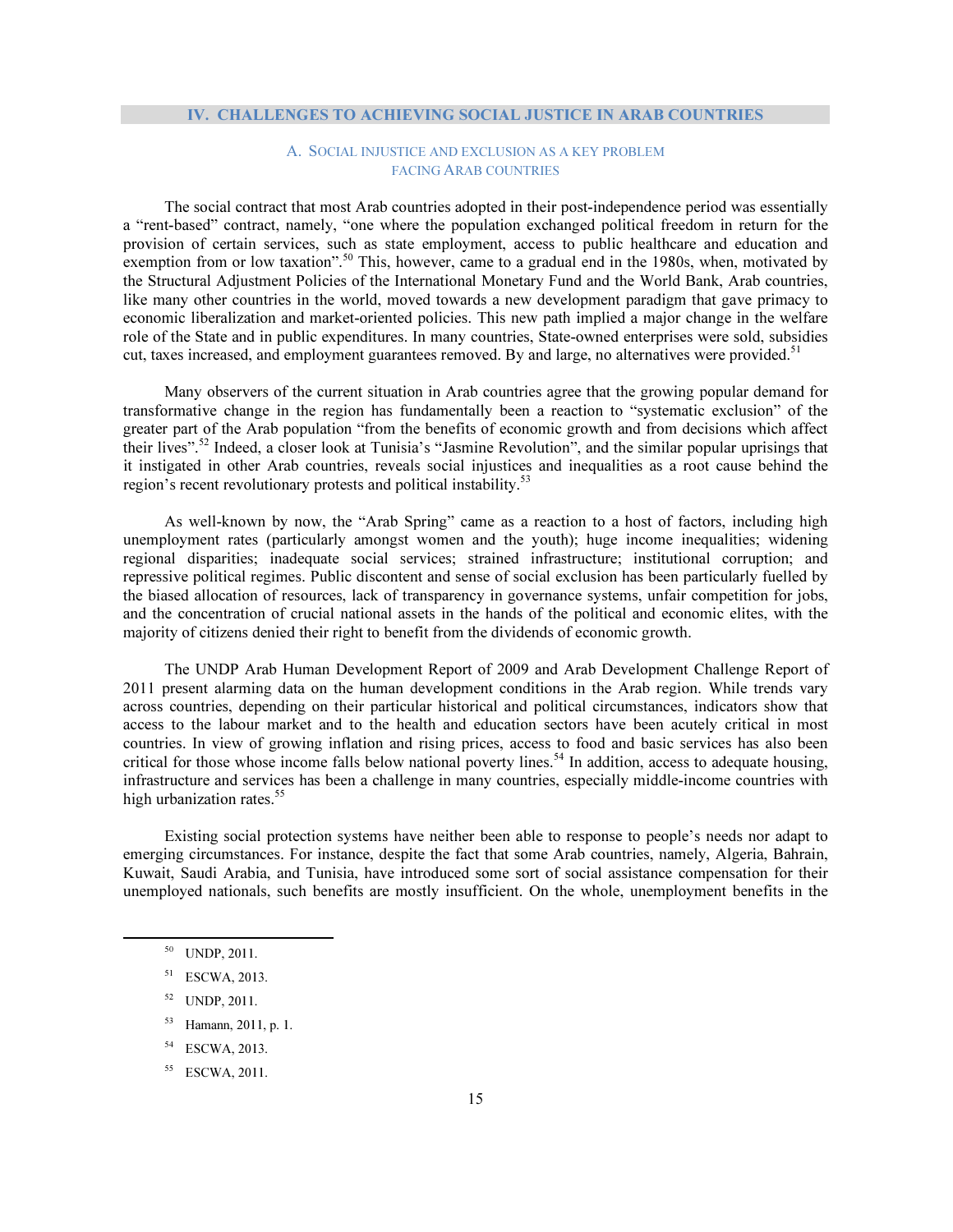## IV. CHALLENGES TO ACHIEVING SOCIAL JUSTICE IN ARAB COUNTRIES

### A. SOCIAL INJUSTICE AND EXCLUSION AS A KEY PROBLEM FACING ARAB COUNTRIES

The social contract that most Arab countries adopted in their post-independence period was essentially a "rent-based" contract, namely, "one where the population exchanged political freedom in return for the provision of certain services, such as state employment, access to public healthcare and education and exemption from or low taxation".[50] This, however, came to a gradual end in the 1980s, when, motivated by the Structural Adjustment Policies of the International Monetary Fund and the World Bank, Arab countries, like many other countries in the world, moved towards a new development paradigm that gave primacy to economic liberalization and market-oriented policies. This new path implied a major change in the welfare role of the State and in public expenditures. In many countries, State-owned enterprises were sold, subsidies cut, taxes increased, and employment guarantees removed. By and large, no alternatives were provided.[51]

Many observers of the current situation in Arab countries agree that the growing popular demand for transformative change in the region has fundamentally been a reaction to "systematic exclusion" of the greater part of the Arab population "from the benefits of economic growth and from decisions which affect their lives".[52] Indeed, a closer look at Tunisia's "Jasmine Revolution", and the similar popular uprisings that it instigated in other Arab countries, reveals social injustices and inequalities as a root cause behind the region's recent revolutionary protests and political instability.[53]

As well-known by now, the "Arab Spring" came as a reaction to a host of factors, including high unemployment rates (particularly amongst women and the youth); huge income inequalities; widening regional disparities; inadequate social services; strained infrastructure; institutional corruption; and repressive political regimes. Public discontent and sense of social exclusion has been particularly fuelled by the biased allocation of resources, lack of transparency in governance systems, unfair competition for jobs, and the concentration of crucial national assets in the hands of the political and economic elites, with the majority of citizens denied their right to benefit from the dividends of economic growth.

The UNDP Arab Human Development Report of 2009 and Arab Development Challenge Report of 2011 present alarming data on the human development conditions in the Arab region. While trends vary across countries, depending on their particular historical and political circumstances, indicators show that access to the labour market and to the health and education sectors have been acutely critical in most countries. In view of growing inflation and rising prices, access to food and basic services has also been critical for those whose income falls below national poverty lines.[54] In addition, access to adequate housing, infrastructure and services has been a challenge in many countries, especially middle-income countries with high urbanization rates.[55]

Existing social protection systems have neither been able to response to people's needs nor adapt to emerging circumstances. For instance, despite the fact that some Arab countries, namely, Algeria, Bahrain, Kuwait, Saudi Arabia, and Tunisia, have introduced some sort of social assistance compensation for their unemployed nationals, such benefits are mostly insufficient. On the whole, unemployment benefits in the

---

[50] UNDP, 2011.

[51] ESCWA, 2013.

[52] UNDP, 2011.

[53] Hamann, 2011, p. 1.

[54] ESCWA, 2013.

[55] ESCWA, 2011.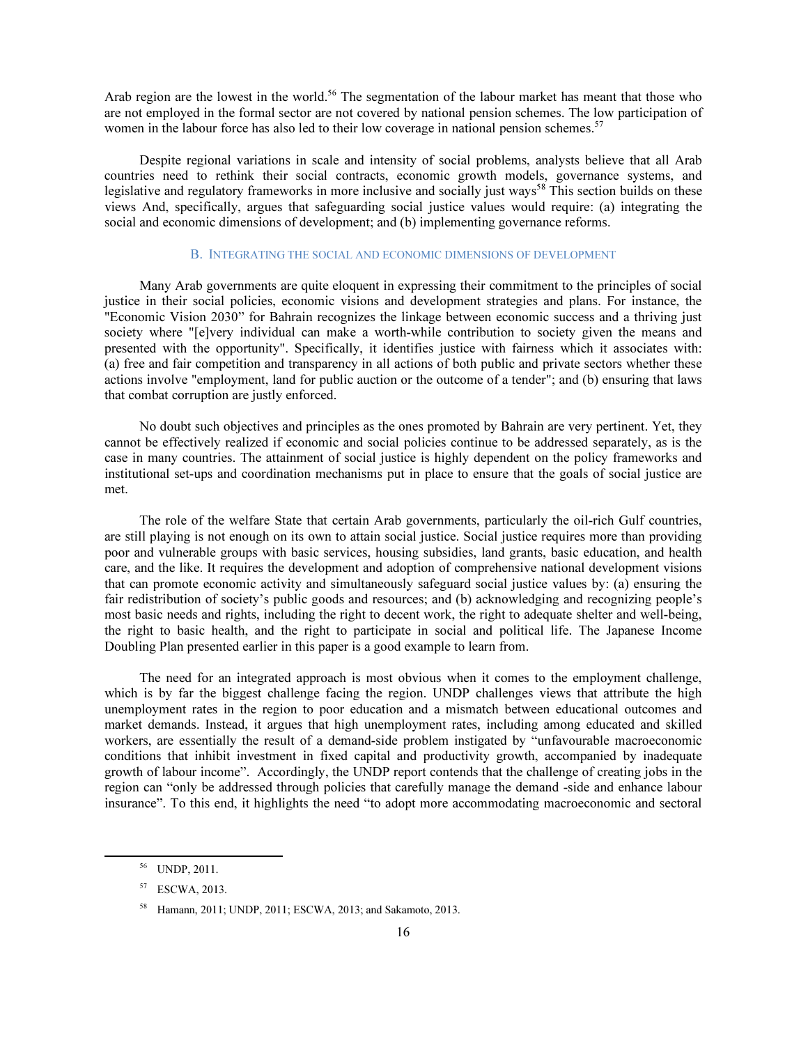Arab region are the lowest in the world.[56] The segmentation of the labour market has meant that those who are not employed in the formal sector are not covered by national pension schemes. The low participation of women in the labour force has also led to their low coverage in national pension schemes.[57]

Despite regional variations in scale and intensity of social problems, analysts believe that all Arab countries need to rethink their social contracts, economic growth models, governance systems, and legislative and regulatory frameworks in more inclusive and socially just ways[58] This section builds on these views And, specifically, argues that safeguarding social justice values would require: (a) integrating the social and economic dimensions of development; and (b) implementing governance reforms.

## B. Integrating the social and economic dimensions of development

Many Arab governments are quite eloquent in expressing their commitment to the principles of social justice in their social policies, economic visions and development strategies and plans. For instance, the "Economic Vision 2030" for Bahrain recognizes the linkage between economic success and a thriving just society where "[e]very individual can make a worth-while contribution to society given the means and presented with the opportunity". Specifically, it identifies justice with fairness which it associates with: (a) free and fair competition and transparency in all actions of both public and private sectors whether these actions involve "employment, land for public auction or the outcome of a tender"; and (b) ensuring that laws that combat corruption are justly enforced.

No doubt such objectives and principles as the ones promoted by Bahrain are very pertinent. Yet, they cannot be effectively realized if economic and social policies continue to be addressed separately, as is the case in many countries. The attainment of social justice is highly dependent on the policy frameworks and institutional set-ups and coordination mechanisms put in place to ensure that the goals of social justice are met.

The role of the welfare State that certain Arab governments, particularly the oil-rich Gulf countries, are still playing is not enough on its own to attain social justice. Social justice requires more than providing poor and vulnerable groups with basic services, housing subsidies, land grants, basic education, and health care, and the like. It requires the development and adoption of comprehensive national development visions that can promote economic activity and simultaneously safeguard social justice values by: (a) ensuring the fair redistribution of society's public goods and resources; and (b) acknowledging and recognizing people's most basic needs and rights, including the right to decent work, the right to adequate shelter and well-being, the right to basic health, and the right to participate in social and political life. The Japanese Income Doubling Plan presented earlier in this paper is a good example to learn from.

The need for an integrated approach is most obvious when it comes to the employment challenge, which is by far the biggest challenge facing the region. UNDP challenges views that attribute the high unemployment rates in the region to poor education and a mismatch between educational outcomes and market demands. Instead, it argues that high unemployment rates, including among educated and skilled workers, are essentially the result of a demand-side problem instigated by "unfavourable macroeconomic conditions that inhibit investment in fixed capital and productivity growth, accompanied by inadequate growth of labour income". Accordingly, the UNDP report contends that the challenge of creating jobs in the region can "only be addressed through policies that carefully manage the demand -side and enhance labour insurance". To this end, it highlights the need "to adopt more accommodating macroeconomic and sectoral

---

[56] UNDP, 2011.

[57] ESCWA, 2013.

[58] Hamann, 2011; UNDP, 2011; ESCWA, 2013; and Sakamoto, 2013.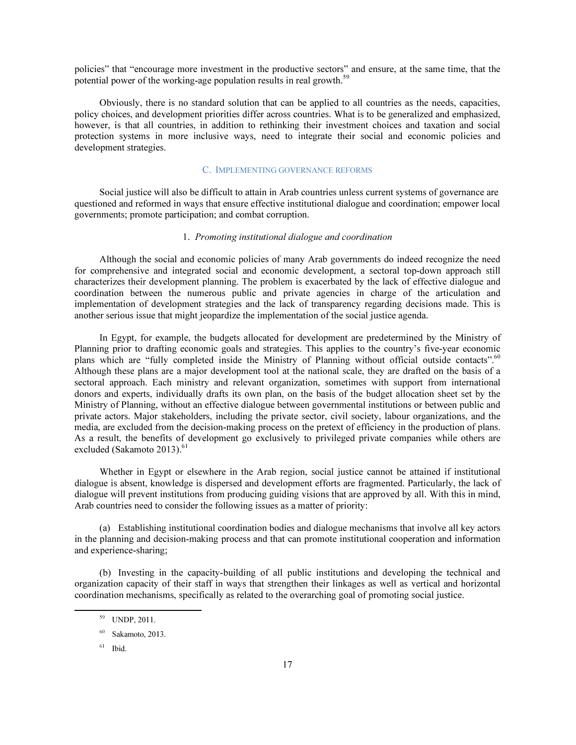policies" that "encourage more investment in the productive sectors" and ensure, at the same time, that the potential power of the working-age population results in real growth.[59]

Obviously, there is no standard solution that can be applied to all countries as the needs, capacities, policy choices, and development priorities differ across countries. What is to be generalized and emphasized, however, is that all countries, in addition to rethinking their investment choices and taxation and social protection systems in more inclusive ways, need to integrate their social and economic policies and development strategies.

## C. IMPLEMENTING GOVERNANCE REFORMS

Social justice will also be difficult to attain in Arab countries unless current systems of governance are questioned and reformed in ways that ensure effective institutional dialogue and coordination; empower local governments; promote participation; and combat corruption.

### 1. *Promoting institutional dialogue and coordination*

Although the social and economic policies of many Arab governments do indeed recognize the need for comprehensive and integrated social and economic development, a sectoral top-down approach still characterizes their development planning. The problem is exacerbated by the lack of effective dialogue and coordination between the numerous public and private agencies in charge of the articulation and implementation of development strategies and the lack of transparency regarding decisions made. This is another serious issue that might jeopardize the implementation of the social justice agenda.

In Egypt, for example, the budgets allocated for development are predetermined by the Ministry of Planning prior to drafting economic goals and strategies. This applies to the country's five-year economic plans which are "fully completed inside the Ministry of Planning without official outside contacts".[60] Although these plans are a major development tool at the national scale, they are drafted on the basis of a sectoral approach. Each ministry and relevant organization, sometimes with support from international donors and experts, individually drafts its own plan, on the basis of the budget allocation sheet set by the Ministry of Planning, without an effective dialogue between governmental institutions or between public and private actors. Major stakeholders, including the private sector, civil society, labour organizations, and the media, are excluded from the decision-making process on the pretext of efficiency in the production of plans. As a result, the benefits of development go exclusively to privileged private companies while others are excluded (Sakamoto 2013).[61]

Whether in Egypt or elsewhere in the Arab region, social justice cannot be attained if institutional dialogue is absent, knowledge is dispersed and development efforts are fragmented. Particularly, the lack of dialogue will prevent institutions from producing guiding visions that are approved by all. With this in mind, Arab countries need to consider the following issues as a matter of priority:

(a) Establishing institutional coordination bodies and dialogue mechanisms that involve all key actors in the planning and decision-making process and that can promote institutional cooperation and information and experience-sharing;

(b) Investing in the capacity-building of all public institutions and developing the technical and organization capacity of their staff in ways that strengthen their linkages as well as vertical and horizontal coordination mechanisms, specifically as related to the overarching goal of promoting social justice.

---

[59] UNDP, 2011.

[60] Sakamoto, 2013.

[61] Ibid.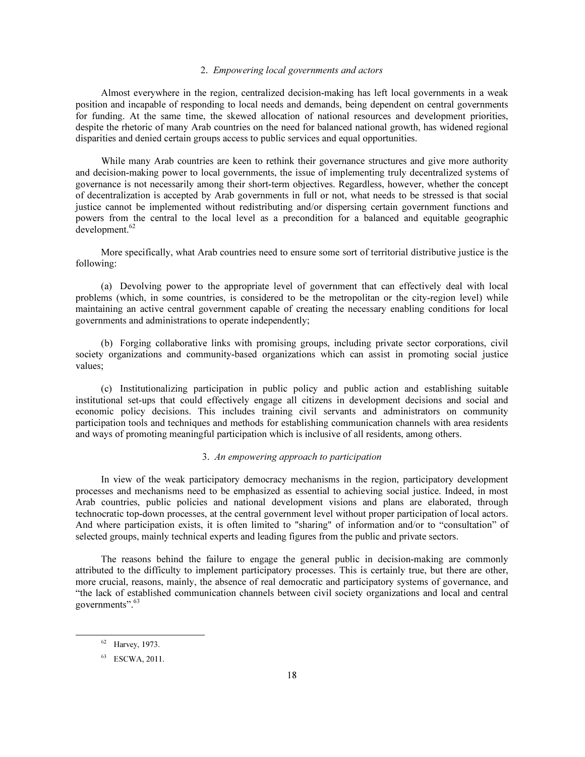### 2. *Empowering local governments and actors*

Almost everywhere in the region, centralized decision-making has left local governments in a weak position and incapable of responding to local needs and demands, being dependent on central governments for funding. At the same time, the skewed allocation of national resources and development priorities, despite the rhetoric of many Arab countries on the need for balanced national growth, has widened regional disparities and denied certain groups access to public services and equal opportunities.

While many Arab countries are keen to rethink their governance structures and give more authority and decision-making power to local governments, the issue of implementing truly decentralized systems of governance is not necessarily among their short-term objectives. Regardless, however, whether the concept of decentralization is accepted by Arab governments in full or not, what needs to be stressed is that social justice cannot be implemented without redistributing and/or dispersing certain government functions and powers from the central to the local level as a precondition for a balanced and equitable geographic development.[62]

More specifically, what Arab countries need to ensure some sort of territorial distributive justice is the following:

(a) Devolving power to the appropriate level of government that can effectively deal with local problems (which, in some countries, is considered to be the metropolitan or the city-region level) while maintaining an active central government capable of creating the necessary enabling conditions for local governments and administrations to operate independently;

(b) Forging collaborative links with promising groups, including private sector corporations, civil society organizations and community-based organizations which can assist in promoting social justice values;

(c) Institutionalizing participation in public policy and public action and establishing suitable institutional set-ups that could effectively engage all citizens in development decisions and social and economic policy decisions. This includes training civil servants and administrators on community participation tools and techniques and methods for establishing communication channels with area residents and ways of promoting meaningful participation which is inclusive of all residents, among others.

### 3. *An empowering approach to participation*

In view of the weak participatory democracy mechanisms in the region, participatory development processes and mechanisms need to be emphasized as essential to achieving social justice. Indeed, in most Arab countries, public policies and national development visions and plans are elaborated, through technocratic top-down processes, at the central government level without proper participation of local actors. And where participation exists, it is often limited to "sharing" of information and/or to "consultation" of selected groups, mainly technical experts and leading figures from the public and private sectors.

The reasons behind the failure to engage the general public in decision-making are commonly attributed to the difficulty to implement participatory processes. This is certainly true, but there are other, more crucial, reasons, mainly, the absence of real democratic and participatory systems of governance, and "the lack of established communication channels between civil society organizations and local and central governments".[63]

---

[62] Harvey, 1973.

[63] ESCWA, 2011.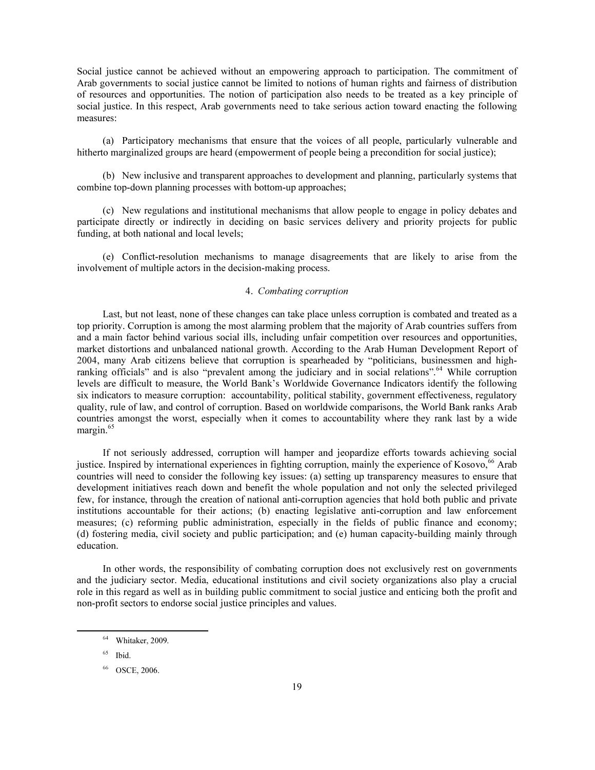Social justice cannot be achieved without an empowering approach to participation. The commitment of Arab governments to social justice cannot be limited to notions of human rights and fairness of distribution of resources and opportunities. The notion of participation also needs to be treated as a key principle of social justice. In this respect, Arab governments need to take serious action toward enacting the following measures:

(a) Participatory mechanisms that ensure that the voices of all people, particularly vulnerable and hitherto marginalized groups are heard (empowerment of people being a precondition for social justice);

(b) New inclusive and transparent approaches to development and planning, particularly systems that combine top-down planning processes with bottom-up approaches;

(c) New regulations and institutional mechanisms that allow people to engage in policy debates and participate directly or indirectly in deciding on basic services delivery and priority projects for public funding, at both national and local levels;

(e) Conflict-resolution mechanisms to manage disagreements that are likely to arise from the involvement of multiple actors in the decision-making process.

### 4. *Combating corruption*

Last, but not least, none of these changes can take place unless corruption is combated and treated as a top priority. Corruption is among the most alarming problem that the majority of Arab countries suffers from and a main factor behind various social ills, including unfair competition over resources and opportunities, market distortions and unbalanced national growth. According to the Arab Human Development Report of 2004, many Arab citizens believe that corruption is spearheaded by "politicians, businessmen and high-ranking officials" and is also "prevalent among the judiciary and in social relations".[64] While corruption levels are difficult to measure, the World Bank's Worldwide Governance Indicators identify the following six indicators to measure corruption: accountability, political stability, government effectiveness, regulatory quality, rule of law, and control of corruption. Based on worldwide comparisons, the World Bank ranks Arab countries amongst the worst, especially when it comes to accountability where they rank last by a wide margin.[65]

If not seriously addressed, corruption will hamper and jeopardize efforts towards achieving social justice. Inspired by international experiences in fighting corruption, mainly the experience of Kosovo,[66] Arab countries will need to consider the following key issues: (a) setting up transparency measures to ensure that development initiatives reach down and benefit the whole population and not only the selected privileged few, for instance, through the creation of national anti-corruption agencies that hold both public and private institutions accountable for their actions; (b) enacting legislative anti-corruption and law enforcement measures; (c) reforming public administration, especially in the fields of public finance and economy; (d) fostering media, civil society and public participation; and (e) human capacity-building mainly through education.

In other words, the responsibility of combating corruption does not exclusively rest on governments and the judiciary sector. Media, educational institutions and civil society organizations also play a crucial role in this regard as well as in building public commitment to social justice and enticing both the profit and non-profit sectors to endorse social justice principles and values.

---

[64] Whitaker, 2009.

[65] Ibid.

[66] OSCE, 2006.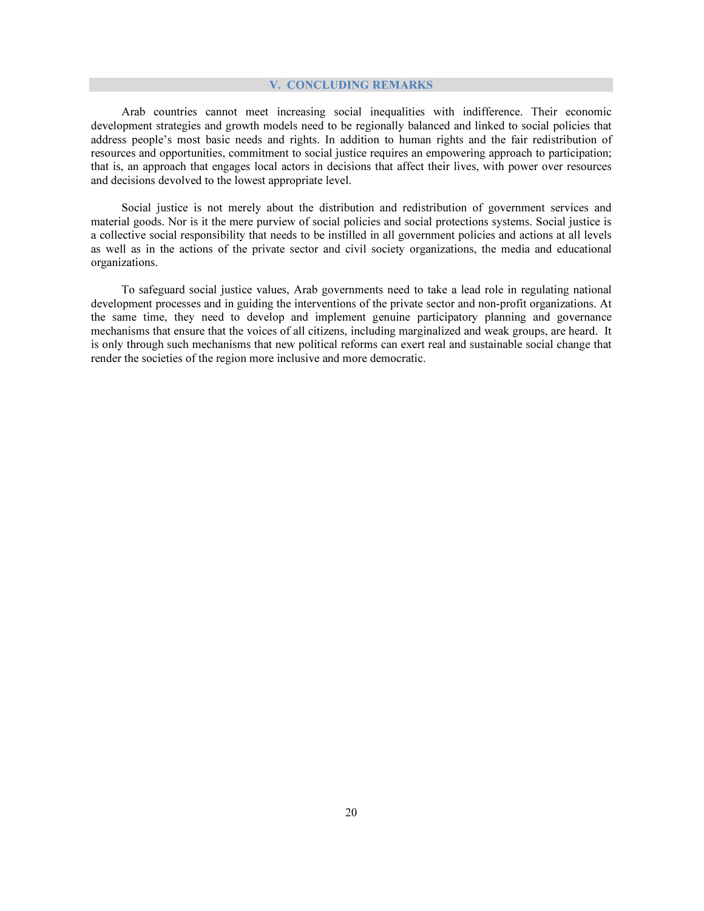## V. CONCLUDING REMARKS

Arab countries cannot meet increasing social inequalities with indifference. Their economic development strategies and growth models need to be regionally balanced and linked to social policies that address people's most basic needs and rights. In addition to human rights and the fair redistribution of resources and opportunities, commitment to social justice requires an empowering approach to participation; that is, an approach that engages local actors in decisions that affect their lives, with power over resources and decisions devolved to the lowest appropriate level.

Social justice is not merely about the distribution and redistribution of government services and material goods. Nor is it the mere purview of social policies and social protections systems. Social justice is a collective social responsibility that needs to be instilled in all government policies and actions at all levels as well as in the actions of the private sector and civil society organizations, the media and educational organizations.

To safeguard social justice values, Arab governments need to take a lead role in regulating national development processes and in guiding the interventions of the private sector and non-profit organizations. At the same time, they need to develop and implement genuine participatory planning and governance mechanisms that ensure that the voices of all citizens, including marginalized and weak groups, are heard. It is only through such mechanisms that new political reforms can exert real and sustainable social change that render the societies of the region more inclusive and more democratic.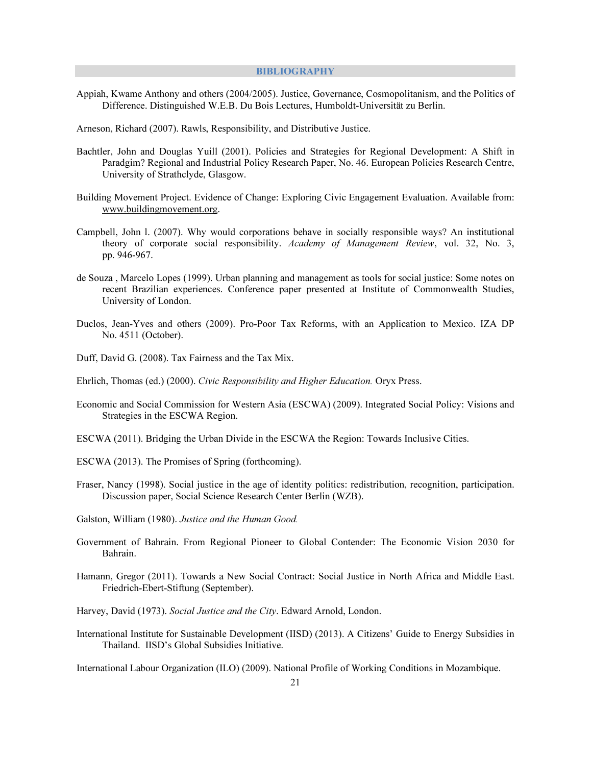## BIBLIOGRAPHY

Appiah, Kwame Anthony and others (2004/2005). Justice, Governance, Cosmopolitanism, and the Politics of Difference. Distinguished W.E.B. Du Bois Lectures, Humboldt-Universität zu Berlin.

Arneson, Richard (2007). Rawls, Responsibility, and Distributive Justice.

Bachtler, John and Douglas Yuill (2001). Policies and Strategies for Regional Development: A Shift in Paradgim? Regional and Industrial Policy Research Paper, No. 46. European Policies Research Centre, University of Strathclyde, Glasgow.

Building Movement Project. Evidence of Change: Exploring Civic Engagement Evaluation. Available from: www.buildingmovement.org.

Campbell, John l. (2007). Why would corporations behave in socially responsible ways? An institutional theory of corporate social responsibility. *Academy of Management Review*, vol. 32, No. 3, pp. 946-967.

de Souza , Marcelo Lopes (1999). Urban planning and management as tools for social justice: Some notes on recent Brazilian experiences. Conference paper presented at Institute of Commonwealth Studies, University of London.

Duclos, Jean-Yves and others (2009). Pro-Poor Tax Reforms, with an Application to Mexico. IZA DP No. 4511 (October).

Duff, David G. (2008). Tax Fairness and the Tax Mix.

Ehrlich, Thomas (ed.) (2000). *Civic Responsibility and Higher Education.* Oryx Press.

Economic and Social Commission for Western Asia (ESCWA) (2009). Integrated Social Policy: Visions and Strategies in the ESCWA Region.

ESCWA (2011). Bridging the Urban Divide in the ESCWA the Region: Towards Inclusive Cities.

ESCWA (2013). The Promises of Spring (forthcoming).

Fraser, Nancy (1998). Social justice in the age of identity politics: redistribution, recognition, participation. Discussion paper, Social Science Research Center Berlin (WZB).

Galston, William (1980). *Justice and the Human Good.*

Government of Bahrain. From Regional Pioneer to Global Contender: The Economic Vision 2030 for Bahrain.

Hamann, Gregor (2011). Towards a New Social Contract: Social Justice in North Africa and Middle East. Friedrich-Ebert-Stiftung (September).

Harvey, David (1973). *Social Justice and the City*. Edward Arnold, London.

International Institute for Sustainable Development (IISD) (2013). A Citizens' Guide to Energy Subsidies in Thailand. IISD's Global Subsidies Initiative.

International Labour Organization (ILO) (2009). National Profile of Working Conditions in Mozambique.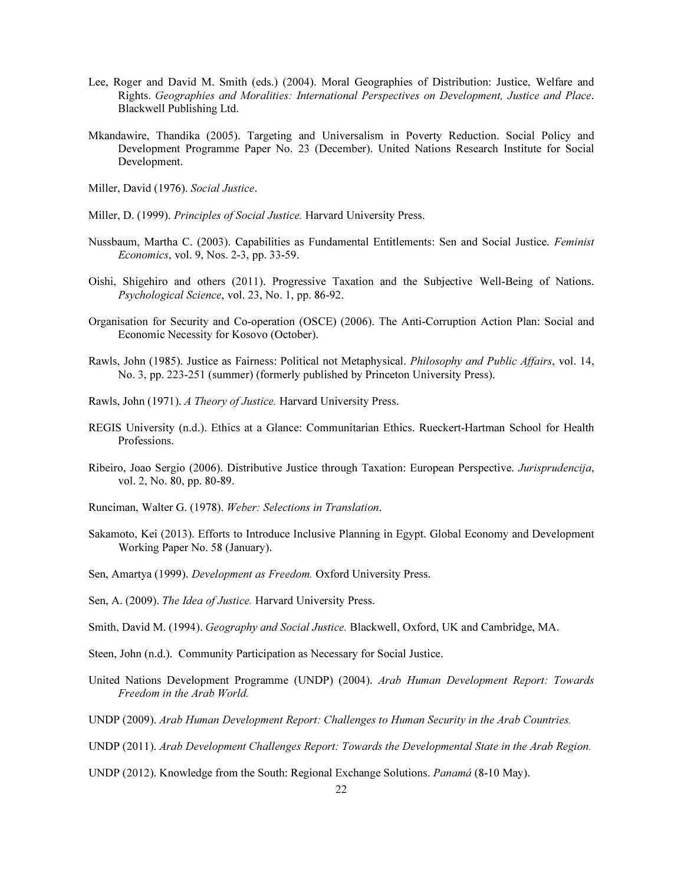Lee, Roger and David M. Smith (eds.) (2004). Moral Geographies of Distribution: Justice, Welfare and Rights. *Geographies and Moralities: International Perspectives on Development, Justice and Place*. Blackwell Publishing Ltd.

Mkandawire, Thandika (2005). Targeting and Universalism in Poverty Reduction. Social Policy and Development Programme Paper No. 23 (December). United Nations Research Institute for Social Development.

Miller, David (1976). *Social Justice*.

Miller, D. (1999). *Principles of Social Justice.* Harvard University Press.

Nussbaum, Martha C. (2003). Capabilities as Fundamental Entitlements: Sen and Social Justice. *Feminist Economics*, vol. 9, Nos. 2-3, pp. 33-59.

Oishi, Shigehiro and others (2011). Progressive Taxation and the Subjective Well-Being of Nations. *Psychological Science*, vol. 23, No. 1, pp. 86-92.

Organisation for Security and Co-operation (OSCE) (2006). The Anti-Corruption Action Plan: Social and Economic Necessity for Kosovo (October).

Rawls, John (1985). Justice as Fairness: Political not Metaphysical. *Philosophy and Public Affairs*, vol. 14, No. 3, pp. 223-251 (summer) (formerly published by Princeton University Press).

Rawls, John (1971). *A Theory of Justice.* Harvard University Press.

REGIS University (n.d.). Ethics at a Glance: Communitarian Ethics. Rueckert-Hartman School for Health Professions.

Ribeiro, Joao Sergio (2006). Distributive Justice through Taxation: European Perspective. *Jurisprudencija*, vol. 2, No. 80, pp. 80-89.

Runciman, Walter G. (1978). *Weber: Selections in Translation*.

Sakamoto, Kei (2013). Efforts to Introduce Inclusive Planning in Egypt. Global Economy and Development Working Paper No. 58 (January).

Sen, Amartya (1999). *Development as Freedom.* Oxford University Press.

Sen, A. (2009). *The Idea of Justice.* Harvard University Press.

Smith, David M. (1994). *Geography and Social Justice.* Blackwell, Oxford, UK and Cambridge, MA.

Steen, John (n.d.). Community Participation as Necessary for Social Justice.

United Nations Development Programme (UNDP) (2004). *Arab Human Development Report: Towards Freedom in the Arab World.*

UNDP (2009). *Arab Human Development Report: Challenges to Human Security in the Arab Countries.*

UNDP (2011). *Arab Development Challenges Report: Towards the Developmental State in the Arab Region.*

UNDP (2012). Knowledge from the South: Regional Exchange Solutions. *Panamá* (8-10 May).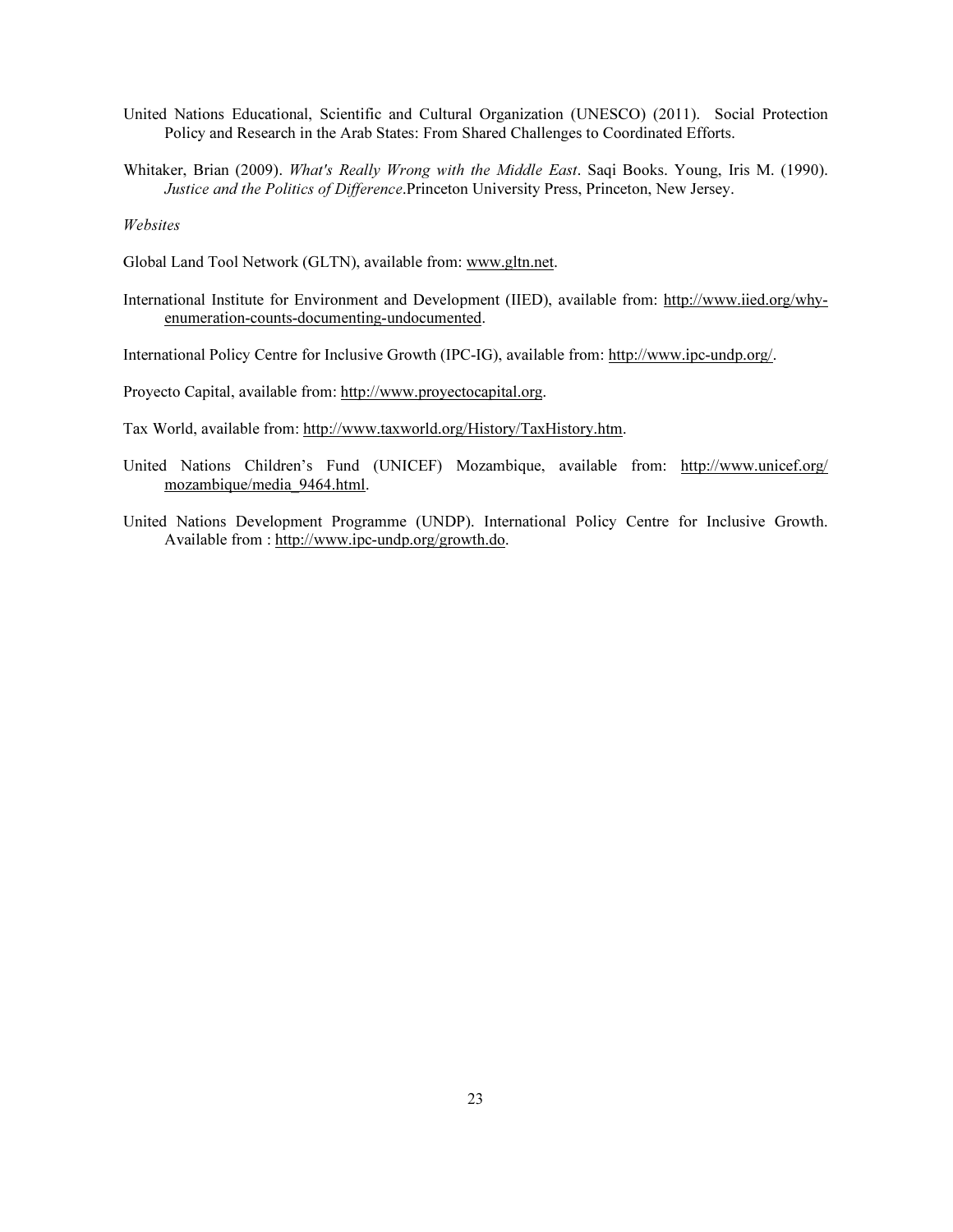United Nations Educational, Scientific and Cultural Organization (UNESCO) (2011). Social Protection Policy and Research in the Arab States: From Shared Challenges to Coordinated Efforts.

Whitaker, Brian (2009). *What's Really Wrong with the Middle East*. Saqi Books. Young, Iris M. (1990). *Justice and the Politics of Difference*.Princeton University Press, Princeton, New Jersey.

*Websites*

Global Land Tool Network (GLTN), available from: www.gltn.net.

International Institute for Environment and Development (IIED), available from: http://www.iied.org/why-enumeration-counts-documenting-undocumented.

International Policy Centre for Inclusive Growth (IPC-IG), available from: http://www.ipc-undp.org/.

Proyecto Capital, available from: http://www.proyectocapital.org.

Tax World, available from: http://www.taxworld.org/History/TaxHistory.htm.

United Nations Children's Fund (UNICEF) Mozambique, available from: http://www.unicef.org/mozambique/media_9464.html.

United Nations Development Programme (UNDP). International Policy Centre for Inclusive Growth. Available from : http://www.ipc-undp.org/growth.do.